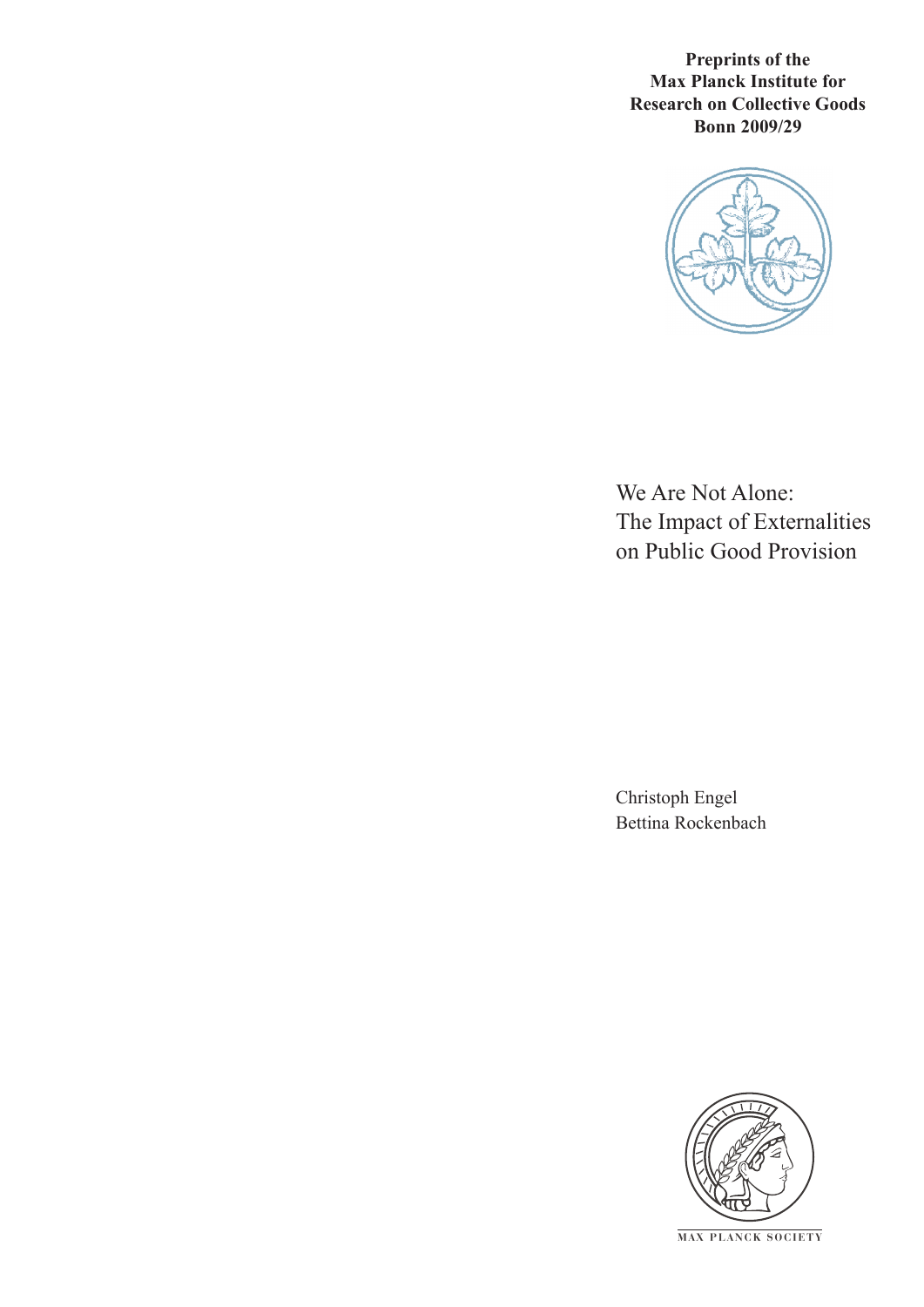**Preprints of the Max Planck Institute for Research on Collective Goods Bonn 2009/29**

# We Are Not Alone: The Impact of Externalities on Public Good Provision

Christoph Engel
Bettina Rockenbach

MAX PLANCK SOCIETY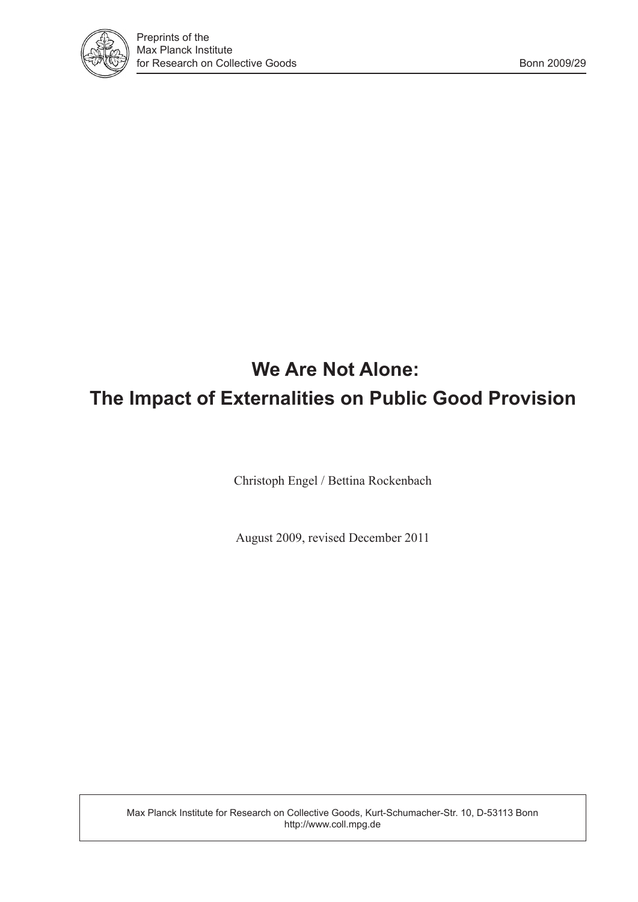Preprints of the
Max Planck Institute
for Research on Collective Goods

Bonn 2009/29

# We Are Not Alone:
# The Impact of Externalities on Public Good Provision

Christoph Engel / Bettina Rockenbach

August 2009, revised December 2011

Max Planck Institute for Research on Collective Goods, Kurt-Schumacher-Str. 10, D-53113 Bonn
http://www.coll.mpg.de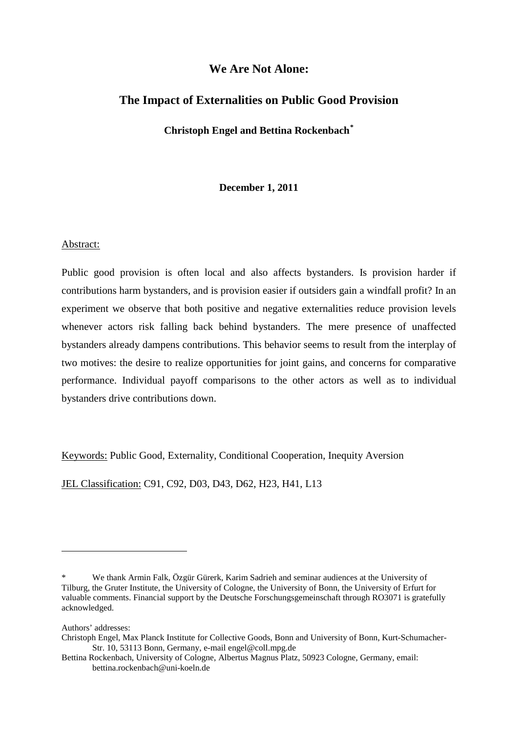# We Are Not Alone:

## The Impact of Externalities on Public Good Provision

**Christoph Engel and Bettina Rockenbach**[*]

**December 1, 2011**

Abstract:

Public good provision is often local and also affects bystanders. Is provision harder if contributions harm bystanders, and is provision easier if outsiders gain a windfall profit? In an experiment we observe that both positive and negative externalities reduce provision levels whenever actors risk falling back behind bystanders. The mere presence of unaffected bystanders already dampens contributions. This behavior seems to result from the interplay of two motives: the desire to realize opportunities for joint gains, and concerns for comparative performance. Individual payoff comparisons to the other actors as well as to individual bystanders drive contributions down.

Keywords: Public Good, Externality, Conditional Cooperation, Inequity Aversion

JEL Classification: C91, C92, D03, D43, D62, H23, H41, L13

---

[*] We thank Armin Falk, Özgür Gürerk, Karim Sadrieh and seminar audiences at the University of Tilburg, the Gruter Institute, the University of Cologne, the University of Bonn, the University of Erfurt for valuable comments. Financial support by the Deutsche Forschungsgemeinschaft through RO3071 is gratefully acknowledged.

Authors' addresses:

Christoph Engel, Max Planck Institute for Collective Goods, Bonn and University of Bonn, Kurt-Schumacher-Str. 10, 53113 Bonn, Germany, e-mail engel@coll.mpg.de

Bettina Rockenbach, University of Cologne, Albertus Magnus Platz, 50923 Cologne, Germany, email: bettina.rockenbach@uni-koeln.de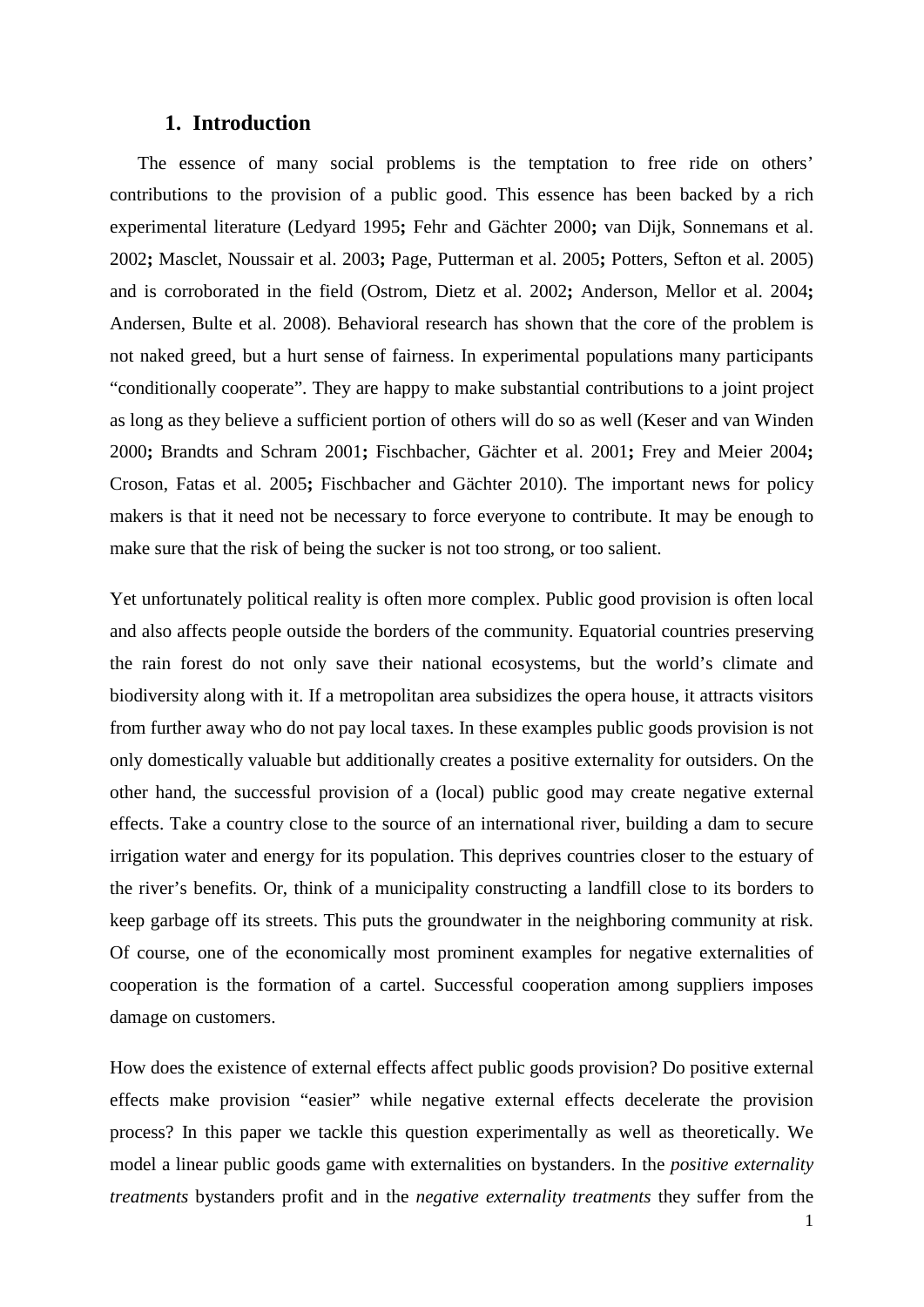## 1. Introduction

The essence of many social problems is the temptation to free ride on others' contributions to the provision of a public good. This essence has been backed by a rich experimental literature (Ledyard 1995**;** Fehr and Gächter 2000**;** van Dijk, Sonnemans et al. 2002**;** Masclet, Noussair et al. 2003**;** Page, Putterman et al. 2005**;** Potters, Sefton et al. 2005) and is corroborated in the field (Ostrom, Dietz et al. 2002**;** Anderson, Mellor et al. 2004**;** Andersen, Bulte et al. 2008). Behavioral research has shown that the core of the problem is not naked greed, but a hurt sense of fairness. In experimental populations many participants "conditionally cooperate". They are happy to make substantial contributions to a joint project as long as they believe a sufficient portion of others will do so as well (Keser and van Winden 2000**;** Brandts and Schram 2001**;** Fischbacher, Gächter et al. 2001**;** Frey and Meier 2004**;** Croson, Fatas et al. 2005**;** Fischbacher and Gächter 2010). The important news for policy makers is that it need not be necessary to force everyone to contribute. It may be enough to make sure that the risk of being the sucker is not too strong, or too salient.

Yet unfortunately political reality is often more complex. Public good provision is often local and also affects people outside the borders of the community. Equatorial countries preserving the rain forest do not only save their national ecosystems, but the world's climate and biodiversity along with it. If a metropolitan area subsidizes the opera house, it attracts visitors from further away who do not pay local taxes. In these examples public goods provision is not only domestically valuable but additionally creates a positive externality for outsiders. On the other hand, the successful provision of a (local) public good may create negative external effects. Take a country close to the source of an international river, building a dam to secure irrigation water and energy for its population. This deprives countries closer to the estuary of the river's benefits. Or, think of a municipality constructing a landfill close to its borders to keep garbage off its streets. This puts the groundwater in the neighboring community at risk. Of course, one of the economically most prominent examples for negative externalities of cooperation is the formation of a cartel. Successful cooperation among suppliers imposes damage on customers.

How does the existence of external effects affect public goods provision? Do positive external effects make provision "easier" while negative external effects decelerate the provision process? In this paper we tackle this question experimentally as well as theoretically. We model a linear public goods game with externalities on bystanders. In the *positive externality treatments* bystanders profit and in the *negative externality treatments* they suffer from the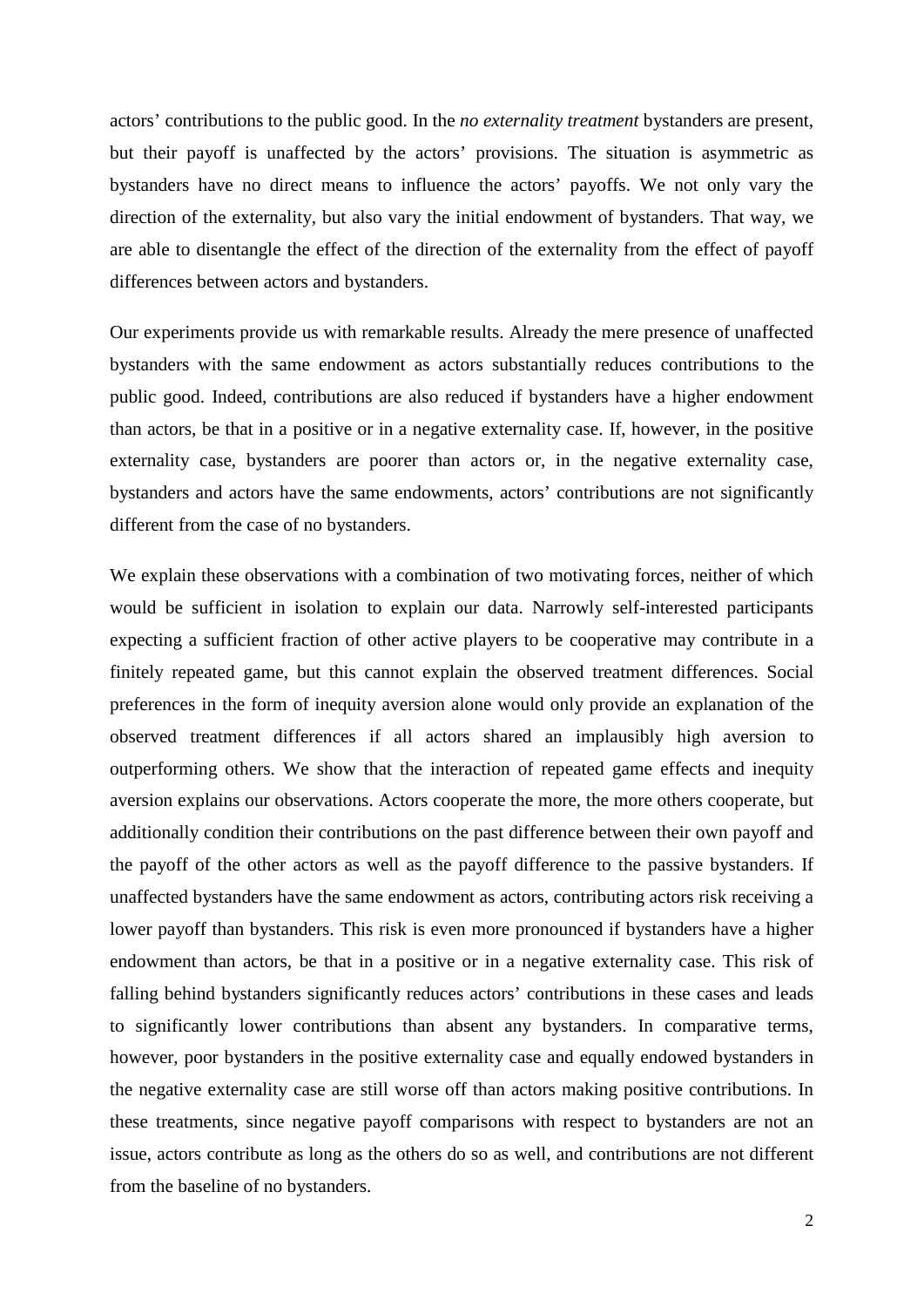actors' contributions to the public good. In the *no externality treatment* bystanders are present, but their payoff is unaffected by the actors' provisions. The situation is asymmetric as bystanders have no direct means to influence the actors' payoffs. We not only vary the direction of the externality, but also vary the initial endowment of bystanders. That way, we are able to disentangle the effect of the direction of the externality from the effect of payoff differences between actors and bystanders.

Our experiments provide us with remarkable results. Already the mere presence of unaffected bystanders with the same endowment as actors substantially reduces contributions to the public good. Indeed, contributions are also reduced if bystanders have a higher endowment than actors, be that in a positive or in a negative externality case. If, however, in the positive externality case, bystanders are poorer than actors or, in the negative externality case, bystanders and actors have the same endowments, actors' contributions are not significantly different from the case of no bystanders.

We explain these observations with a combination of two motivating forces, neither of which would be sufficient in isolation to explain our data. Narrowly self-interested participants expecting a sufficient fraction of other active players to be cooperative may contribute in a finitely repeated game, but this cannot explain the observed treatment differences. Social preferences in the form of inequity aversion alone would only provide an explanation of the observed treatment differences if all actors shared an implausibly high aversion to outperforming others. We show that the interaction of repeated game effects and inequity aversion explains our observations. Actors cooperate the more, the more others cooperate, but additionally condition their contributions on the past difference between their own payoff and the payoff of the other actors as well as the payoff difference to the passive bystanders. If unaffected bystanders have the same endowment as actors, contributing actors risk receiving a lower payoff than bystanders. This risk is even more pronounced if bystanders have a higher endowment than actors, be that in a positive or in a negative externality case. This risk of falling behind bystanders significantly reduces actors' contributions in these cases and leads to significantly lower contributions than absent any bystanders. In comparative terms, however, poor bystanders in the positive externality case and equally endowed bystanders in the negative externality case are still worse off than actors making positive contributions. In these treatments, since negative payoff comparisons with respect to bystanders are not an issue, actors contribute as long as the others do so as well, and contributions are not different from the baseline of no bystanders.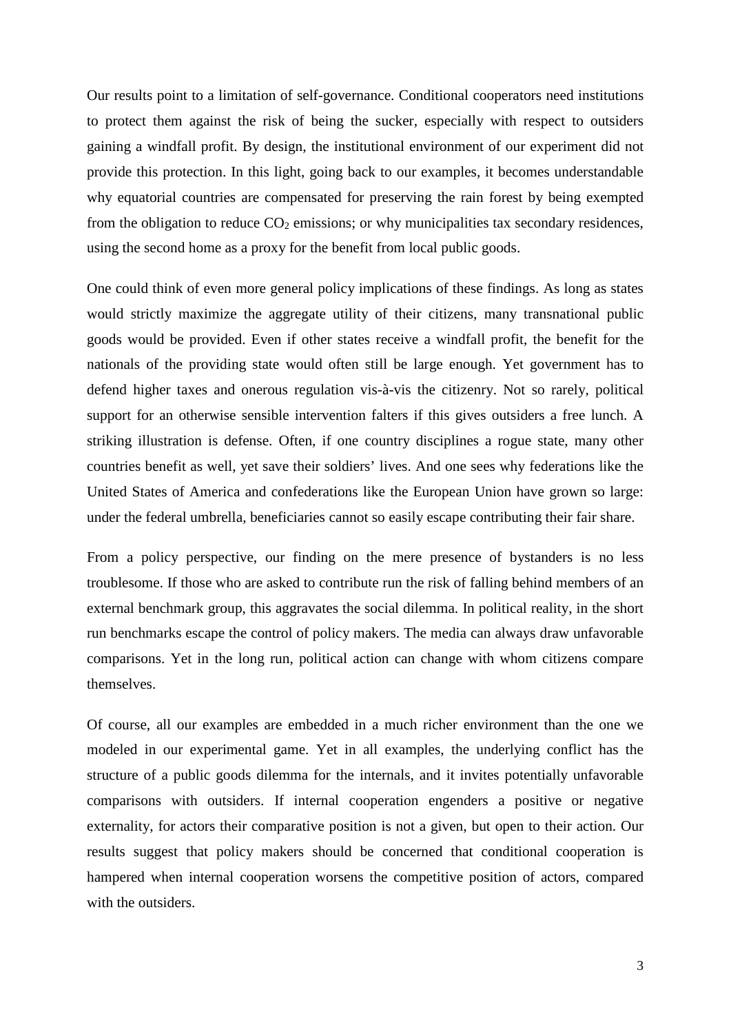Our results point to a limitation of self-governance. Conditional cooperators need institutions to protect them against the risk of being the sucker, especially with respect to outsiders gaining a windfall profit. By design, the institutional environment of our experiment did not provide this protection. In this light, going back to our examples, it becomes understandable why equatorial countries are compensated for preserving the rain forest by being exempted from the obligation to reduce $CO_2$ emissions; or why municipalities tax secondary residences, using the second home as a proxy for the benefit from local public goods.

One could think of even more general policy implications of these findings. As long as states would strictly maximize the aggregate utility of their citizens, many transnational public goods would be provided. Even if other states receive a windfall profit, the benefit for the nationals of the providing state would often still be large enough. Yet government has to defend higher taxes and onerous regulation vis-à-vis the citizenry. Not so rarely, political support for an otherwise sensible intervention falters if this gives outsiders a free lunch. A striking illustration is defense. Often, if one country disciplines a rogue state, many other countries benefit as well, yet save their soldiers' lives. And one sees why federations like the United States of America and confederations like the European Union have grown so large: under the federal umbrella, beneficiaries cannot so easily escape contributing their fair share.

From a policy perspective, our finding on the mere presence of bystanders is no less troublesome. If those who are asked to contribute run the risk of falling behind members of an external benchmark group, this aggravates the social dilemma. In political reality, in the short run benchmarks escape the control of policy makers. The media can always draw unfavorable comparisons. Yet in the long run, political action can change with whom citizens compare themselves.

Of course, all our examples are embedded in a much richer environment than the one we modeled in our experimental game. Yet in all examples, the underlying conflict has the structure of a public goods dilemma for the internals, and it invites potentially unfavorable comparisons with outsiders. If internal cooperation engenders a positive or negative externality, for actors their comparative position is not a given, but open to their action. Our results suggest that policy makers should be concerned that conditional cooperation is hampered when internal cooperation worsens the competitive position of actors, compared with the outsiders.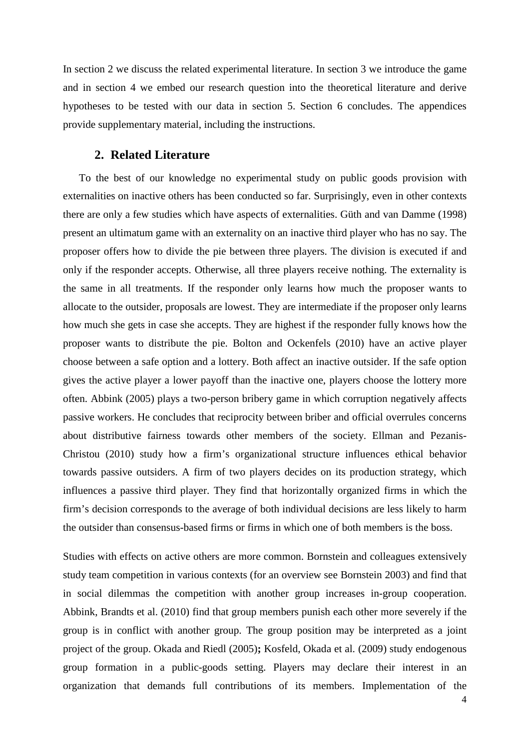In section 2 we discuss the related experimental literature. In section 3 we introduce the game and in section 4 we embed our research question into the theoretical literature and derive hypotheses to be tested with our data in section 5. Section 6 concludes. The appendices provide supplementary material, including the instructions.

## 2. Related Literature

To the best of our knowledge no experimental study on public goods provision with externalities on inactive others has been conducted so far. Surprisingly, even in other contexts there are only a few studies which have aspects of externalities. Güth and van Damme (1998) present an ultimatum game with an externality on an inactive third player who has no say. The proposer offers how to divide the pie between three players. The division is executed if and only if the responder accepts. Otherwise, all three players receive nothing. The externality is the same in all treatments. If the responder only learns how much the proposer wants to allocate to the outsider, proposals are lowest. They are intermediate if the proposer only learns how much she gets in case she accepts. They are highest if the responder fully knows how the proposer wants to distribute the pie. Bolton and Ockenfels (2010) have an active player choose between a safe option and a lottery. Both affect an inactive outsider. If the safe option gives the active player a lower payoff than the inactive one, players choose the lottery more often. Abbink (2005) plays a two-person bribery game in which corruption negatively affects passive workers. He concludes that reciprocity between briber and official overrules concerns about distributive fairness towards other members of the society. Ellman and Pezanis-Christou (2010) study how a firm's organizational structure influences ethical behavior towards passive outsiders. A firm of two players decides on its production strategy, which influences a passive third player. They find that horizontally organized firms in which the firm's decision corresponds to the average of both individual decisions are less likely to harm the outsider than consensus-based firms or firms in which one of both members is the boss.

Studies with effects on active others are more common. Bornstein and colleagues extensively study team competition in various contexts (for an overview see Bornstein 2003) and find that in social dilemmas the competition with another group increases in-group cooperation. Abbink, Brandts et al. (2010) find that group members punish each other more severely if the group is in conflict with another group. The group position may be interpreted as a joint project of the group. Okada and Riedl (2005)**;** Kosfeld, Okada et al. (2009) study endogenous group formation in a public-goods setting. Players may declare their interest in an organization that demands full contributions of its members. Implementation of the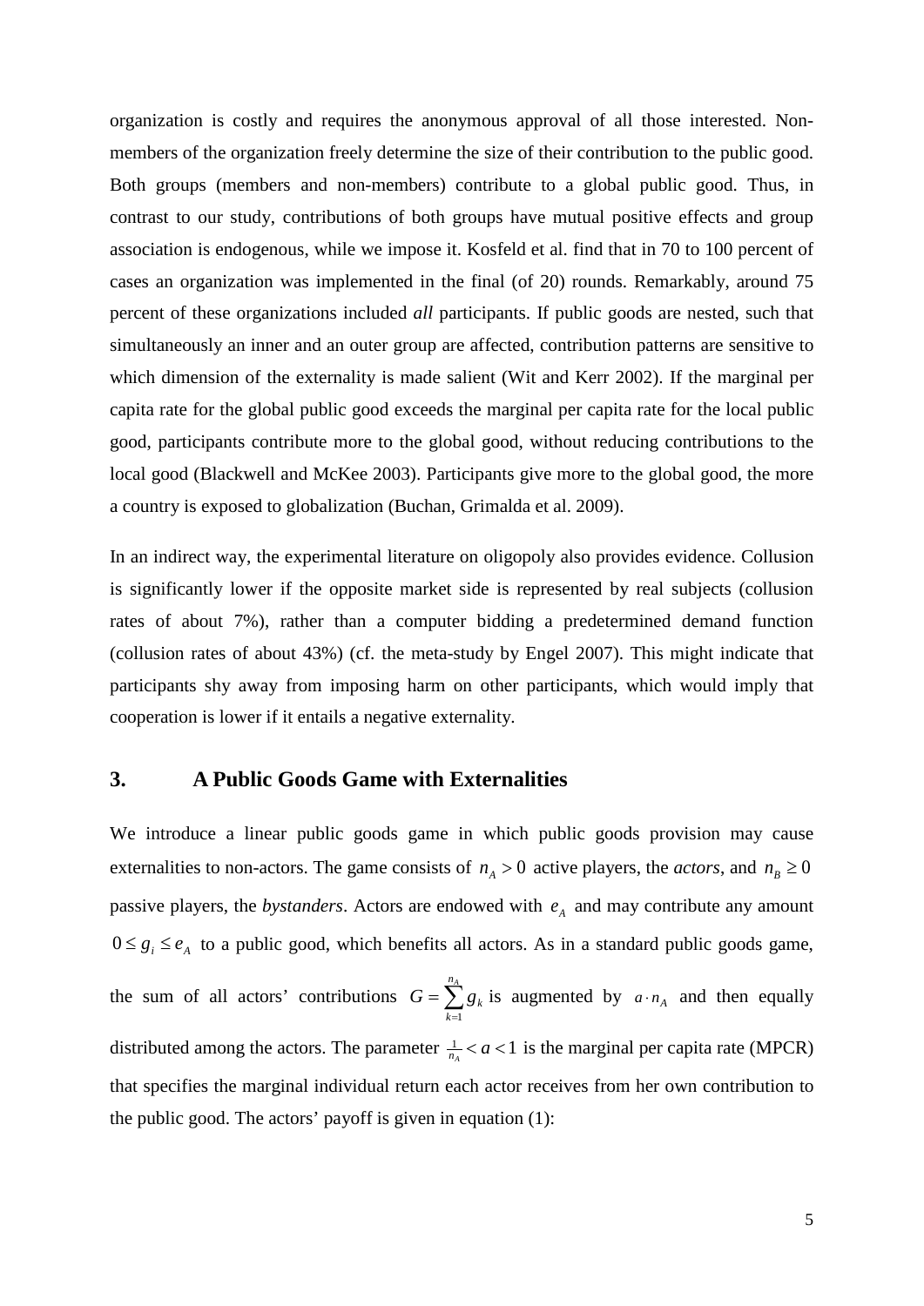organization is costly and requires the anonymous approval of all those interested. Non-members of the organization freely determine the size of their contribution to the public good. Both groups (members and non-members) contribute to a global public good. Thus, in contrast to our study, contributions of both groups have mutual positive effects and group association is endogenous, while we impose it. Kosfeld et al. find that in 70 to 100 percent of cases an organization was implemented in the final (of 20) rounds. Remarkably, around 75 percent of these organizations included *all* participants. If public goods are nested, such that simultaneously an inner and an outer group are affected, contribution patterns are sensitive to which dimension of the externality is made salient (Wit and Kerr 2002). If the marginal per capita rate for the global public good exceeds the marginal per capita rate for the local public good, participants contribute more to the global good, without reducing contributions to the local good (Blackwell and McKee 2003). Participants give more to the global good, the more a country is exposed to globalization (Buchan, Grimalda et al. 2009).

In an indirect way, the experimental literature on oligopoly also provides evidence. Collusion is significantly lower if the opposite market side is represented by real subjects (collusion rates of about 7%), rather than a computer bidding a predetermined demand function (collusion rates of about 43%) (cf. the meta-study by Engel 2007). This might indicate that participants shy away from imposing harm on other participants, which would imply that cooperation is lower if it entails a negative externality.

## 3. A Public Goods Game with Externalities

We introduce a linear public goods game in which public goods provision may cause externalities to non-actors. The game consists of $n_A > 0$ active players, the *actors*, and $n_B \geq 0$ passive players, the *bystanders*. Actors are endowed with $e_A$ and may contribute any amount $0 \leq g_i \leq e_A$ to a public good, which benefits all actors. As in a standard public goods game, the sum of all actors' contributions $G = \sum_{k=1}^{n_A} g_k$ is augmented by $a \cdot n_A$ and then equally distributed among the actors. The parameter $\frac{1}{n_A} < a < 1$ is the marginal per capita rate (MPCR) that specifies the marginal individual return each actor receives from her own contribution to the public good. The actors' payoff is given in equation (1):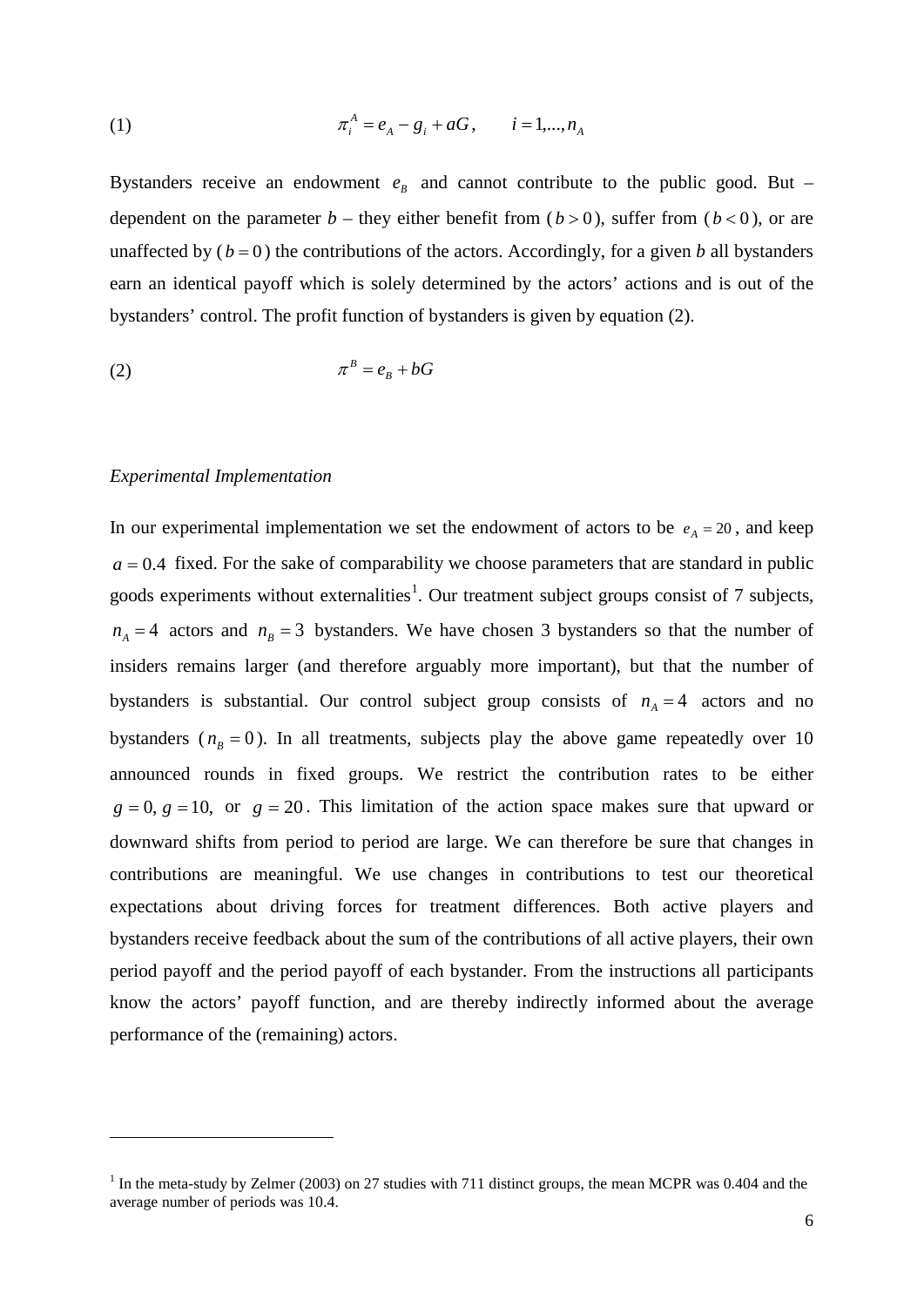$$(1) \qquad \pi_i^A = e_A - g_i + aG, \qquad i = 1,...,n_A$$

Bystanders receive an endowment $e_B$ and cannot contribute to the public good. But – dependent on the parameter $b$ – they either benefit from ($b > 0$), suffer from ($b < 0$), or are unaffected by ($b = 0$) the contributions of the actors. Accordingly, for a given $b$ all bystanders earn an identical payoff which is solely determined by the actors' actions and is out of the bystanders' control. The profit function of bystanders is given by equation (2).

$$(2) \qquad \pi^B = e_B + bG$$

*Experimental Implementation*

In our experimental implementation we set the endowment of actors to be $e_A = 20$, and keep $a = 0.4$ fixed. For the sake of comparability we choose parameters that are standard in public goods experiments without externalities[1]. Our treatment subject groups consist of 7 subjects, $n_A = 4$ actors and $n_B = 3$ bystanders. We have chosen 3 bystanders so that the number of insiders remains larger (and therefore arguably more important), but that the number of bystanders is substantial. Our control subject group consists of $n_A = 4$ actors and no bystanders ($n_B = 0$). In all treatments, subjects play the above game repeatedly over 10 announced rounds in fixed groups. We restrict the contribution rates to be either $g = 0$, $g = 10$, or $g = 20$. This limitation of the action space makes sure that upward or downward shifts from period to period are large. We can therefore be sure that changes in contributions are meaningful. We use changes in contributions to test our theoretical expectations about driving forces for treatment differences. Both active players and bystanders receive feedback about the sum of the contributions of all active players, their own period payoff and the period payoff of each bystander. From the instructions all participants know the actors' payoff function, and are thereby indirectly informed about the average performance of the (remaining) actors.

[1] In the meta-study by Zelmer (2003) on 27 studies with 711 distinct groups, the mean MCPR was 0.404 and the average number of periods was 10.4.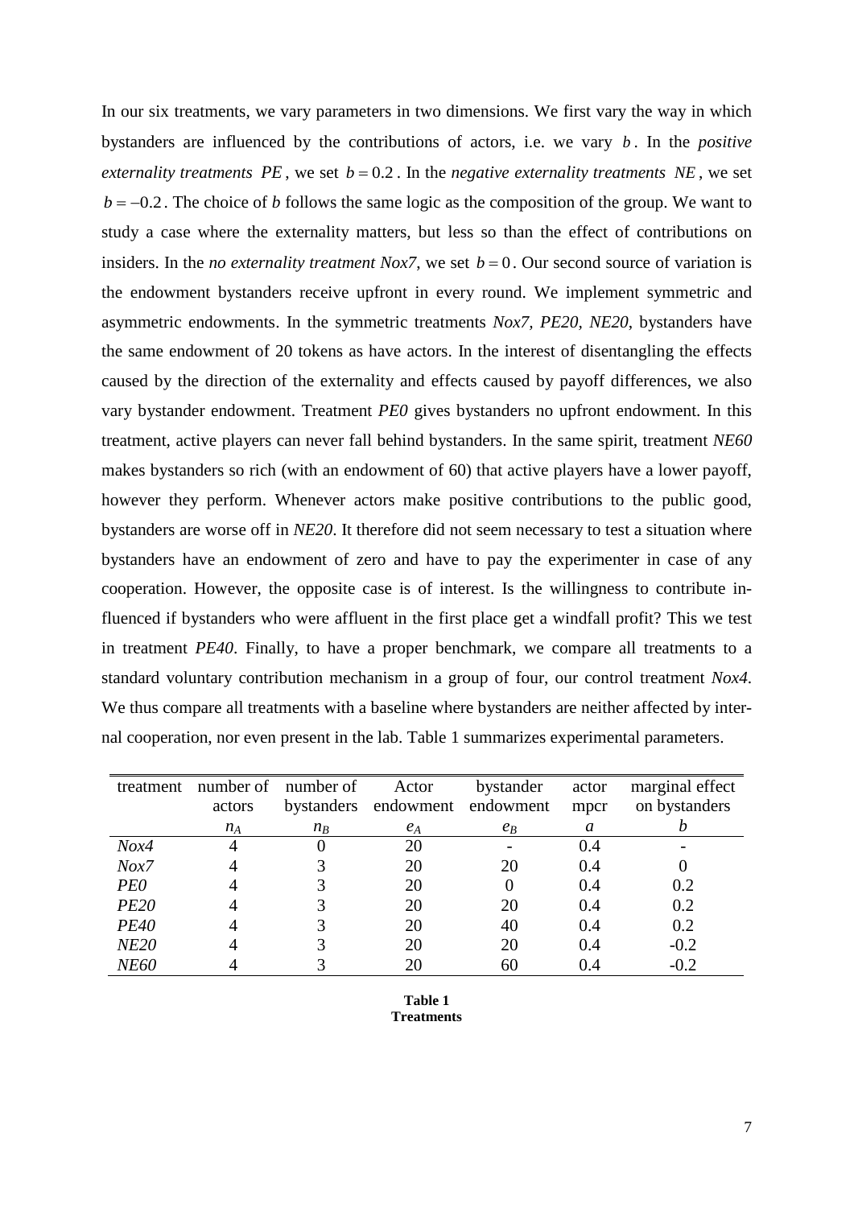In our six treatments, we vary parameters in two dimensions. We first vary the way in which bystanders are influenced by the contributions of actors, i.e. we vary $b$. In the *positive externality treatments* $PE$, we set $b = 0.2$. In the *negative externality treatments* $NE$, we set $b = -0.2$. The choice of *b* follows the same logic as the composition of the group. We want to study a case where the externality matters, but less so than the effect of contributions on insiders. In the *no externality treatment Nox7*, we set $b = 0$. Our second source of variation is the endowment bystanders receive upfront in every round. We implement symmetric and asymmetric endowments. In the symmetric treatments *Nox7, PE20, NE20*, bystanders have the same endowment of 20 tokens as have actors. In the interest of disentangling the effects caused by the direction of the externality and effects caused by payoff differences, we also vary bystander endowment. Treatment *PE0* gives bystanders no upfront endowment. In this treatment, active players can never fall behind bystanders. In the same spirit, treatment *NE60* makes bystanders so rich (with an endowment of 60) that active players have a lower payoff, however they perform. Whenever actors make positive contributions to the public good, bystanders are worse off in *NE20*. It therefore did not seem necessary to test a situation where bystanders have an endowment of zero and have to pay the experimenter in case of any cooperation. However, the opposite case is of interest. Is the willingness to contribute influenced if bystanders who were affluent in the first place get a windfall profit? This we test in treatment *PE40*. Finally, to have a proper benchmark, we compare all treatments to a standard voluntary contribution mechanism in a group of four, our control treatment *Nox4*. We thus compare all treatments with a baseline where bystanders are neither affected by internal cooperation, nor even present in the lab. Table 1 summarizes experimental parameters.

| treatment | number of actors | number of bystanders | Actor endowment | bystander endowment | actor mpcr | marginal effect on bystanders |
|---|---|---|---|---|---|---|
| | $n_A$ | $n_B$ | $e_A$ | $e_B$ | $a$ | $b$ |
| *Nox4* | 4 | 0 | 20 | - | 0.4 | - |
| *Nox7* | 4 | 3 | 20 | 20 | 0.4 | 0 |
| *PE0* | 4 | 3 | 20 | 0 | 0.4 | 0.2 |
| *PE20* | 4 | 3 | 20 | 20 | 0.4 | 0.2 |
| *PE40* | 4 | 3 | 20 | 40 | 0.4 | 0.2 |
| *NE20* | 4 | 3 | 20 | 20 | 0.4 | -0.2 |
| *NE60* | 4 | 3 | 20 | 60 | 0.4 | -0.2 |

**Table 1**
**Treatments**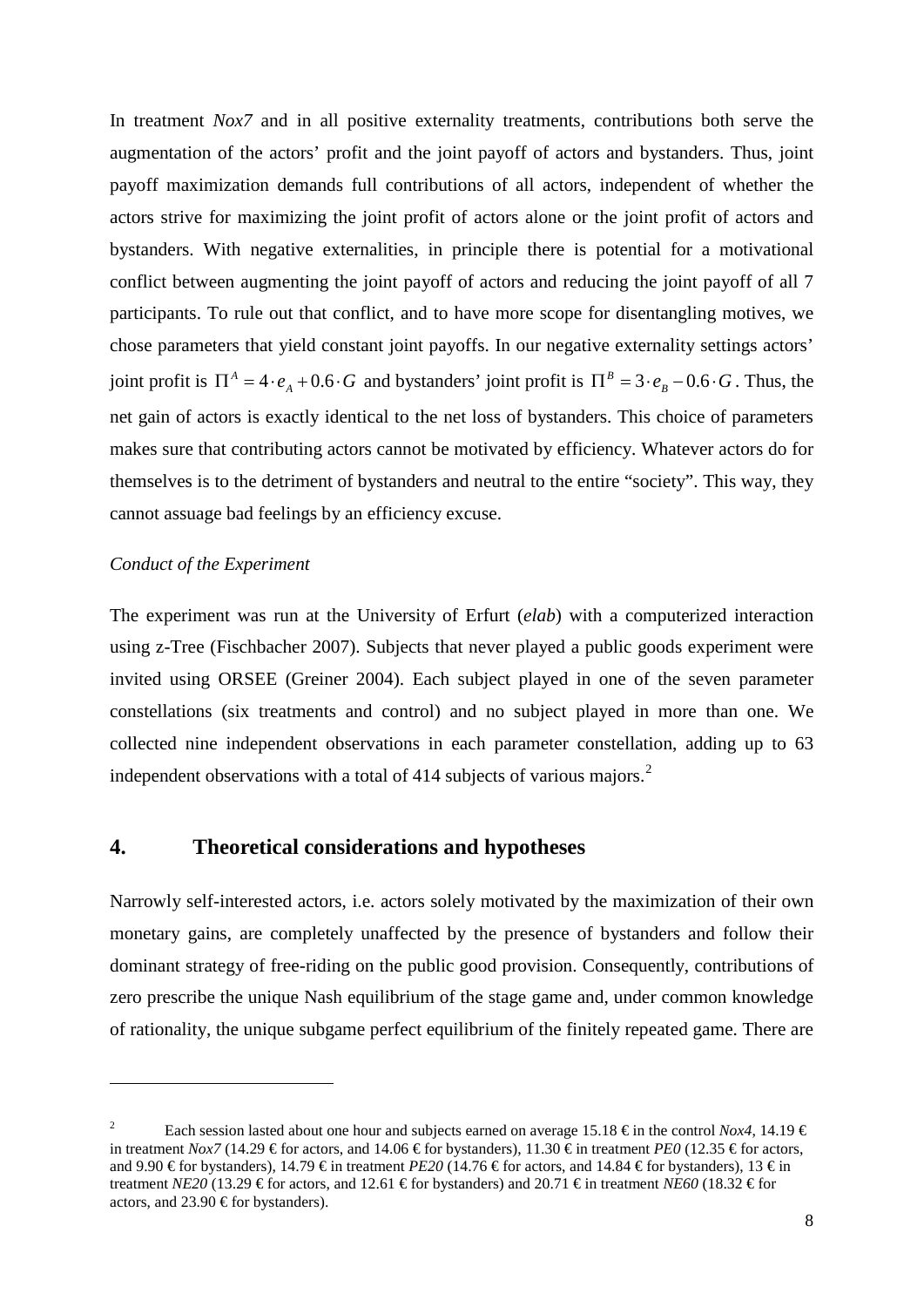In treatment *Nox7* and in all positive externality treatments, contributions both serve the augmentation of the actors' profit and the joint payoff of actors and bystanders. Thus, joint payoff maximization demands full contributions of all actors, independent of whether the actors strive for maximizing the joint profit of actors alone or the joint profit of actors and bystanders. With negative externalities, in principle there is potential for a motivational conflict between augmenting the joint payoff of actors and reducing the joint payoff of all 7 participants. To rule out that conflict, and to have more scope for disentangling motives, we chose parameters that yield constant joint payoffs. In our negative externality settings actors' joint profit is $\Pi^A = 4 \cdot e_A + 0.6 \cdot G$ and bystanders' joint profit is $\Pi^B = 3 \cdot e_B - 0.6 \cdot G$. Thus, the net gain of actors is exactly identical to the net loss of bystanders. This choice of parameters makes sure that contributing actors cannot be motivated by efficiency. Whatever actors do for themselves is to the detriment of bystanders and neutral to the entire "society". This way, they cannot assuage bad feelings by an efficiency excuse.

*Conduct of the Experiment*

The experiment was run at the University of Erfurt (*elab*) with a computerized interaction using z-Tree (Fischbacher 2007). Subjects that never played a public goods experiment were invited using ORSEE (Greiner 2004). Each subject played in one of the seven parameter constellations (six treatments and control) and no subject played in more than one. We collected nine independent observations in each parameter constellation, adding up to 63 independent observations with a total of 414 subjects of various majors.[2]

## 4. Theoretical considerations and hypotheses

Narrowly self-interested actors, i.e. actors solely motivated by the maximization of their own monetary gains, are completely unaffected by the presence of bystanders and follow their dominant strategy of free-riding on the public good provision. Consequently, contributions of zero prescribe the unique Nash equilibrium of the stage game and, under common knowledge of rationality, the unique subgame perfect equilibrium of the finitely repeated game. There are

---

[2] Each session lasted about one hour and subjects earned on average 15.18 € in the control *Nox4*, 14.19 € in treatment *Nox7* (14.29 € for actors, and 14.06 € for bystanders), 11.30 € in treatment *PE0* (12.35 € for actors, and 9.90 € for bystanders), 14.79 € in treatment *PE20* (14.76 € for actors, and 14.84 € for bystanders), 13 € in treatment *NE20* (13.29 € for actors, and 12.61 € for bystanders) and 20.71 € in treatment *NE60* (18.32 € for actors, and 23.90 € for bystanders).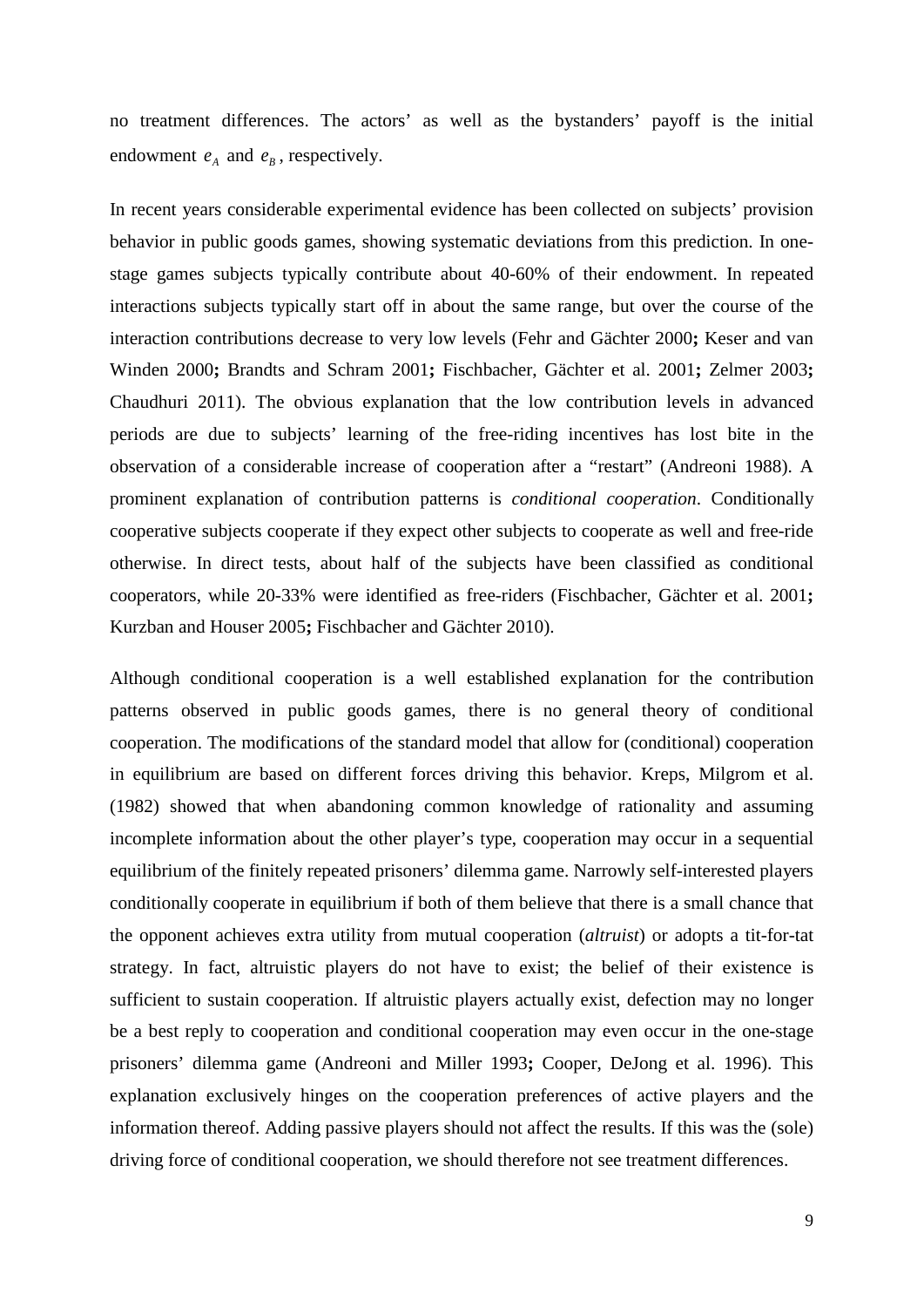no treatment differences. The actors' as well as the bystanders' payoff is the initial endowment $e_A$ and $e_B$, respectively.

In recent years considerable experimental evidence has been collected on subjects' provision behavior in public goods games, showing systematic deviations from this prediction. In one-stage games subjects typically contribute about 40-60% of their endowment. In repeated interactions subjects typically start off in about the same range, but over the course of the interaction contributions decrease to very low levels (Fehr and Gächter 2000**;** Keser and van Winden 2000**;** Brandts and Schram 2001**;** Fischbacher, Gächter et al. 2001**;** Zelmer 2003**;** Chaudhuri 2011). The obvious explanation that the low contribution levels in advanced periods are due to subjects' learning of the free-riding incentives has lost bite in the observation of a considerable increase of cooperation after a "restart" (Andreoni 1988). A prominent explanation of contribution patterns is *conditional cooperation*. Conditionally cooperative subjects cooperate if they expect other subjects to cooperate as well and free-ride otherwise. In direct tests, about half of the subjects have been classified as conditional cooperators, while 20-33% were identified as free-riders (Fischbacher, Gächter et al. 2001**;** Kurzban and Houser 2005**;** Fischbacher and Gächter 2010).

Although conditional cooperation is a well established explanation for the contribution patterns observed in public goods games, there is no general theory of conditional cooperation. The modifications of the standard model that allow for (conditional) cooperation in equilibrium are based on different forces driving this behavior. Kreps, Milgrom et al. (1982) showed that when abandoning common knowledge of rationality and assuming incomplete information about the other player's type, cooperation may occur in a sequential equilibrium of the finitely repeated prisoners' dilemma game. Narrowly self-interested players conditionally cooperate in equilibrium if both of them believe that there is a small chance that the opponent achieves extra utility from mutual cooperation (*altruist*) or adopts a tit-for-tat strategy. In fact, altruistic players do not have to exist; the belief of their existence is sufficient to sustain cooperation. If altruistic players actually exist, defection may no longer be a best reply to cooperation and conditional cooperation may even occur in the one-stage prisoners' dilemma game (Andreoni and Miller 1993**;** Cooper, DeJong et al. 1996). This explanation exclusively hinges on the cooperation preferences of active players and the information thereof. Adding passive players should not affect the results. If this was the (sole) driving force of conditional cooperation, we should therefore not see treatment differences.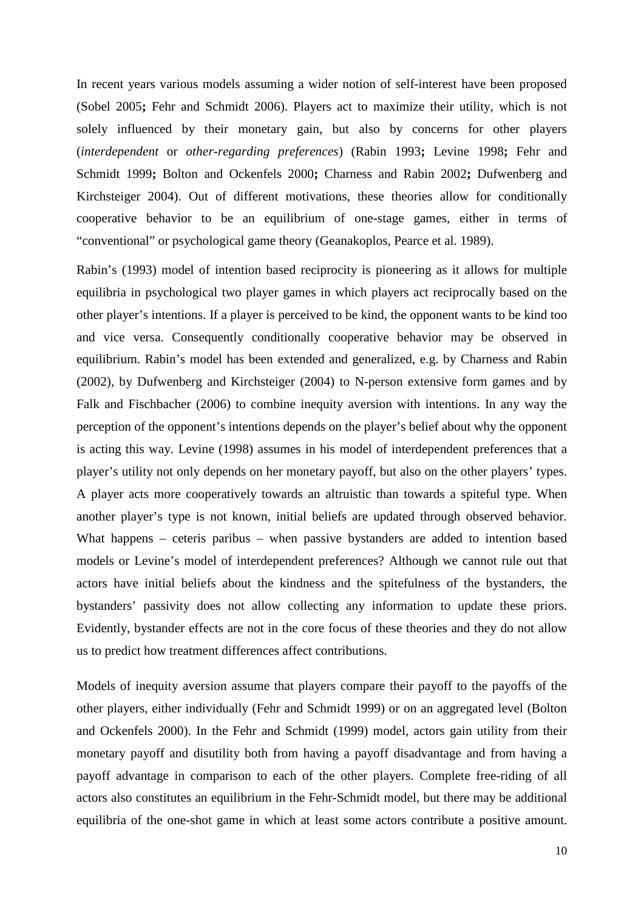In recent years various models assuming a wider notion of self-interest have been proposed (Sobel 2005**;** Fehr and Schmidt 2006). Players act to maximize their utility, which is not solely influenced by their monetary gain, but also by concerns for other players (*interdependent* or *other-regarding preferences*) (Rabin 1993**;** Levine 1998**;** Fehr and Schmidt 1999**;** Bolton and Ockenfels 2000**;** Charness and Rabin 2002**;** Dufwenberg and Kirchsteiger 2004). Out of different motivations, these theories allow for conditionally cooperative behavior to be an equilibrium of one-stage games, either in terms of "conventional" or psychological game theory (Geanakoplos, Pearce et al. 1989).

Rabin's (1993) model of intention based reciprocity is pioneering as it allows for multiple equilibria in psychological two player games in which players act reciprocally based on the other player's intentions. If a player is perceived to be kind, the opponent wants to be kind too and vice versa. Consequently conditionally cooperative behavior may be observed in equilibrium. Rabin's model has been extended and generalized, e.g. by Charness and Rabin (2002), by Dufwenberg and Kirchsteiger (2004) to N-person extensive form games and by Falk and Fischbacher (2006) to combine inequity aversion with intentions. In any way the perception of the opponent's intentions depends on the player's belief about why the opponent is acting this way. Levine (1998) assumes in his model of interdependent preferences that a player's utility not only depends on her monetary payoff, but also on the other players' types. A player acts more cooperatively towards an altruistic than towards a spiteful type. When another player's type is not known, initial beliefs are updated through observed behavior. What happens – ceteris paribus – when passive bystanders are added to intention based models or Levine's model of interdependent preferences? Although we cannot rule out that actors have initial beliefs about the kindness and the spitefulness of the bystanders, the bystanders' passivity does not allow collecting any information to update these priors. Evidently, bystander effects are not in the core focus of these theories and they do not allow us to predict how treatment differences affect contributions.

Models of inequity aversion assume that players compare their payoff to the payoffs of the other players, either individually (Fehr and Schmidt 1999) or on an aggregated level (Bolton and Ockenfels 2000). In the Fehr and Schmidt (1999) model, actors gain utility from their monetary payoff and disutility both from having a payoff disadvantage and from having a payoff advantage in comparison to each of the other players. Complete free-riding of all actors also constitutes an equilibrium in the Fehr-Schmidt model, but there may be additional equilibria of the one-shot game in which at least some actors contribute a positive amount.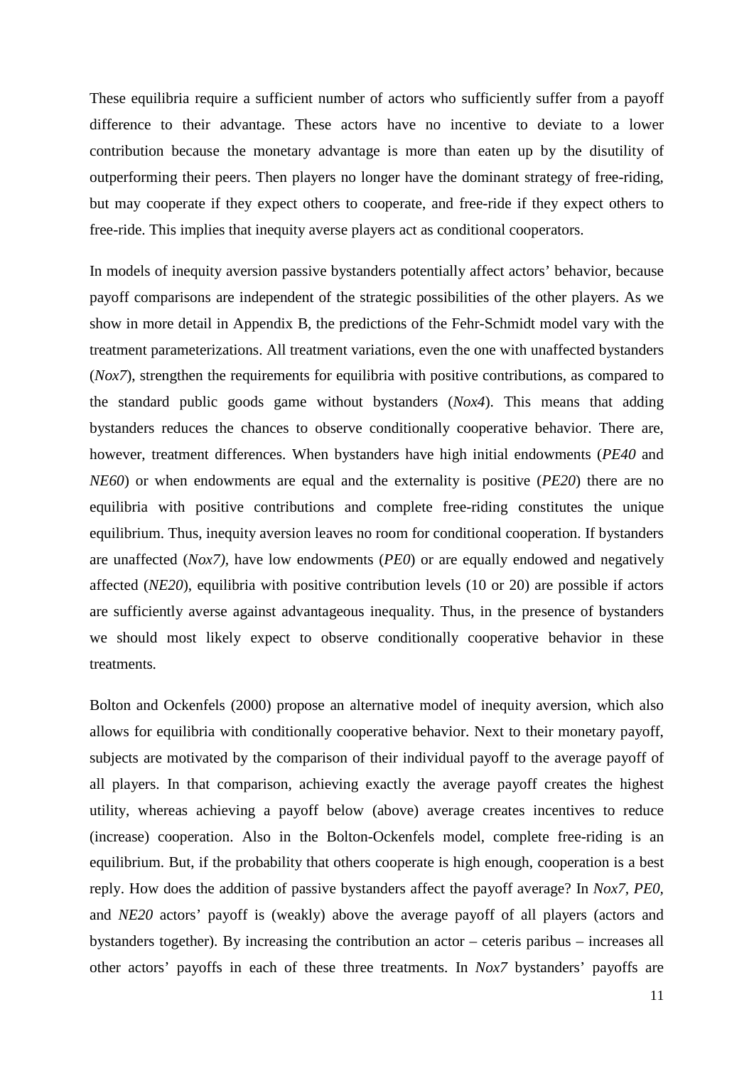These equilibria require a sufficient number of actors who sufficiently suffer from a payoff difference to their advantage. These actors have no incentive to deviate to a lower contribution because the monetary advantage is more than eaten up by the disutility of outperforming their peers. Then players no longer have the dominant strategy of free-riding, but may cooperate if they expect others to cooperate, and free-ride if they expect others to free-ride. This implies that inequity averse players act as conditional cooperators.

In models of inequity aversion passive bystanders potentially affect actors' behavior, because payoff comparisons are independent of the strategic possibilities of the other players. As we show in more detail in Appendix B, the predictions of the Fehr-Schmidt model vary with the treatment parameterizations. All treatment variations, even the one with unaffected bystanders (*Nox7*), strengthen the requirements for equilibria with positive contributions, as compared to the standard public goods game without bystanders (*Nox4*). This means that adding bystanders reduces the chances to observe conditionally cooperative behavior. There are, however, treatment differences. When bystanders have high initial endowments (*PE40* and *NE60*) or when endowments are equal and the externality is positive (*PE20*) there are no equilibria with positive contributions and complete free-riding constitutes the unique equilibrium. Thus, inequity aversion leaves no room for conditional cooperation. If bystanders are unaffected (*Nox7*), have low endowments (*PE0*) or are equally endowed and negatively affected (*NE20*), equilibria with positive contribution levels (10 or 20) are possible if actors are sufficiently averse against advantageous inequality. Thus, in the presence of bystanders we should most likely expect to observe conditionally cooperative behavior in these treatments.

Bolton and Ockenfels (2000) propose an alternative model of inequity aversion, which also allows for equilibria with conditionally cooperative behavior. Next to their monetary payoff, subjects are motivated by the comparison of their individual payoff to the average payoff of all players. In that comparison, achieving exactly the average payoff creates the highest utility, whereas achieving a payoff below (above) average creates incentives to reduce (increase) cooperation. Also in the Bolton-Ockenfels model, complete free-riding is an equilibrium. But, if the probability that others cooperate is high enough, cooperation is a best reply. How does the addition of passive bystanders affect the payoff average? In *Nox7*, *PE0*, and *NE20* actors' payoff is (weakly) above the average payoff of all players (actors and bystanders together). By increasing the contribution an actor – ceteris paribus – increases all other actors' payoffs in each of these three treatments. In *Nox7* bystanders' payoffs are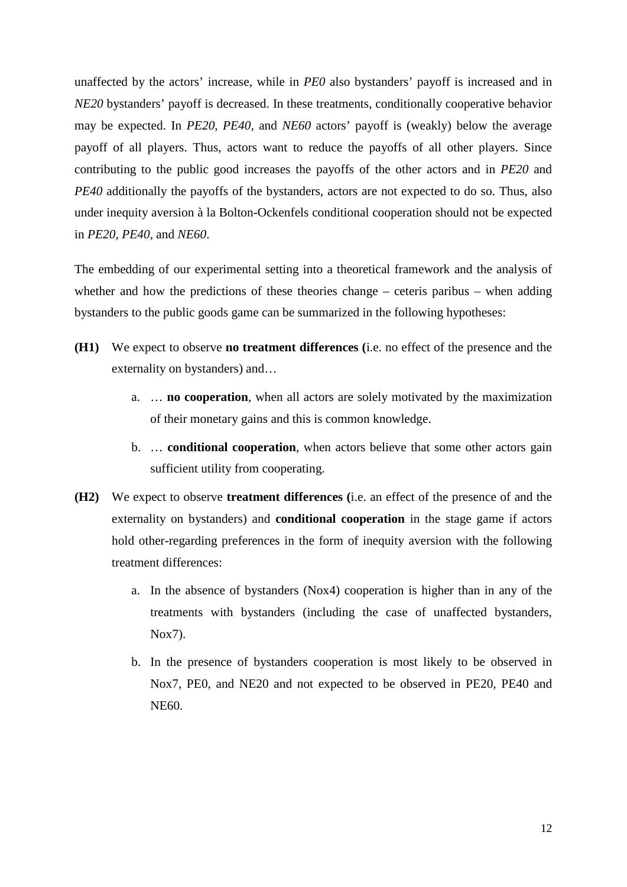unaffected by the actors' increase, while in *PE0* also bystanders' payoff is increased and in *NE20* bystanders' payoff is decreased. In these treatments, conditionally cooperative behavior may be expected. In *PE20*, *PE40*, and *NE60* actors' payoff is (weakly) below the average payoff of all players. Thus, actors want to reduce the payoffs of all other players. Since contributing to the public good increases the payoffs of the other actors and in *PE20* and *PE40* additionally the payoffs of the bystanders, actors are not expected to do so. Thus, also under inequity aversion à la Bolton-Ockenfels conditional cooperation should not be expected in *PE20*, *PE40*, and *NE60*.

The embedding of our experimental setting into a theoretical framework and the analysis of whether and how the predictions of these theories change – ceteris paribus – when adding bystanders to the public goods game can be summarized in the following hypotheses:

**(H1)** We expect to observe **no treatment differences (**i.e. no effect of the presence and the externality on bystanders) and…

   a. … **no cooperation**, when all actors are solely motivated by the maximization of their monetary gains and this is common knowledge.

   b. … **conditional cooperation**, when actors believe that some other actors gain sufficient utility from cooperating.

**(H2)** We expect to observe **treatment differences (**i.e. an effect of the presence of and the externality on bystanders) and **conditional cooperation** in the stage game if actors hold other-regarding preferences in the form of inequity aversion with the following treatment differences:

   a. In the absence of bystanders (Nox4) cooperation is higher than in any of the treatments with bystanders (including the case of unaffected bystanders, Nox7).

   b. In the presence of bystanders cooperation is most likely to be observed in Nox7, PE0, and NE20 and not expected to be observed in PE20, PE40 and NE60.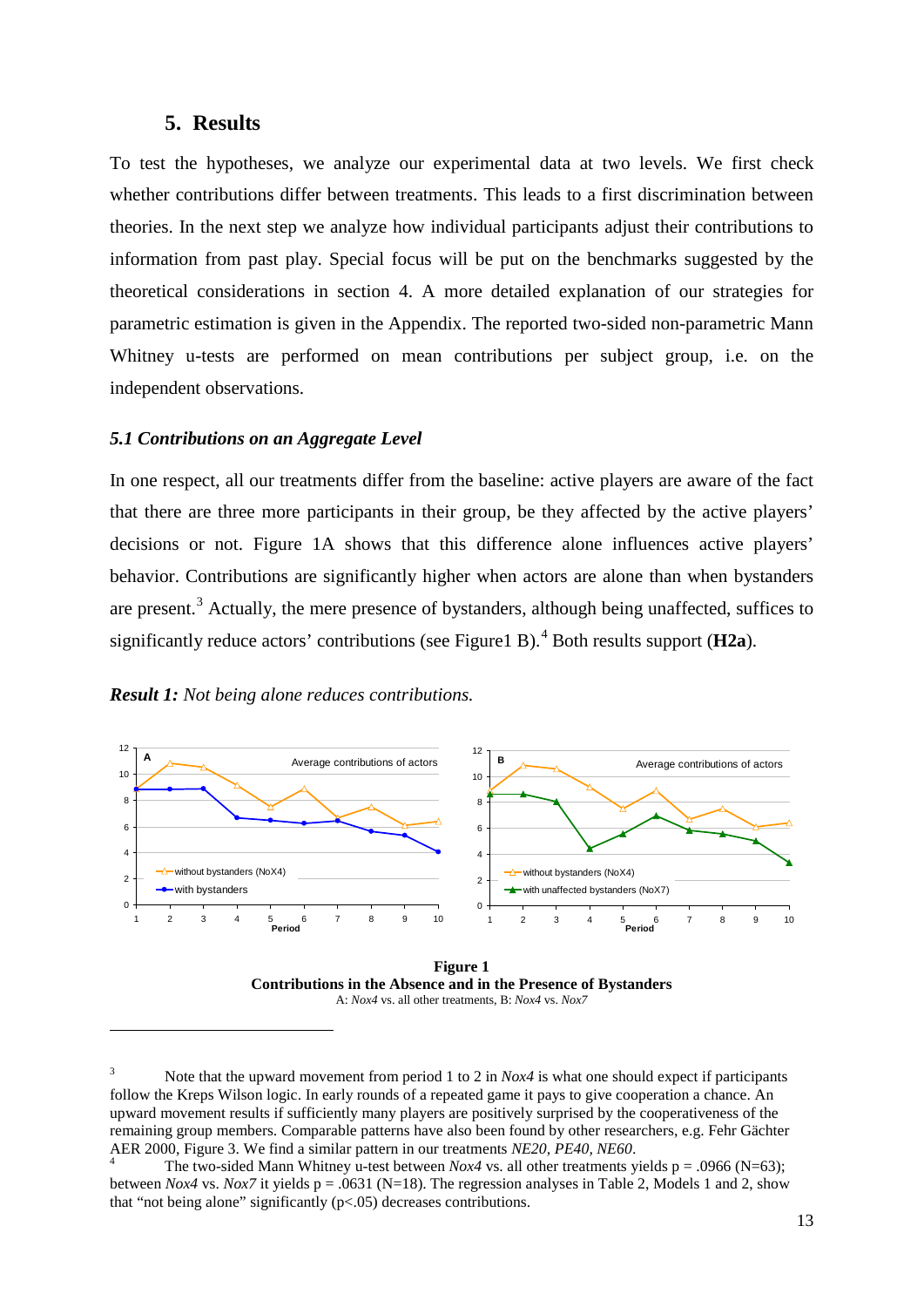## 5. Results

To test the hypotheses, we analyze our experimental data at two levels. We first check whether contributions differ between treatments. This leads to a first discrimination between theories. In the next step we analyze how individual participants adjust their contributions to information from past play. Special focus will be put on the benchmarks suggested by the theoretical considerations in section 4. A more detailed explanation of our strategies for parametric estimation is given in the Appendix. The reported two-sided non-parametric Mann Whitney u-tests are performed on mean contributions per subject group, i.e. on the independent observations.

### *5.1 Contributions on an Aggregate Level*

In one respect, all our treatments differ from the baseline: active players are aware of the fact that there are three more participants in their group, be they affected by the active players' decisions or not. Figure 1A shows that this difference alone influences active players' behavior. Contributions are significantly higher when actors are alone than when bystanders are present.[3] Actually, the mere presence of bystanders, although being unaffected, suffices to significantly reduce actors' contributions (see Figure1 B).[4] Both results support (**H2a**).

***Result 1:*** *Not being alone reduces contributions.*

**Figure 1**
**Contributions in the Absence and in the Presence of Bystanders**
A: *Nox4* vs. all other treatments, B: *Nox4* vs. *Nox7*

---

[3] Note that the upward movement from period 1 to 2 in *Nox4* is what one should expect if participants follow the Kreps Wilson logic. In early rounds of a repeated game it pays to give cooperation a chance. An upward movement results if sufficiently many players are positively surprised by the cooperativeness of the remaining group members. Comparable patterns have also been found by other researchers, e.g. Fehr Gächter AER 2000, Figure 3. We find a similar pattern in our treatments *NE20*, *PE40*, *NE60*.

[4] The two-sided Mann Whitney u-test between *Nox4* vs. all other treatments yields p = .0966 (N=63); between *Nox4* vs. *Nox7* it yields p = .0631 (N=18). The regression analyses in Table 2, Models 1 and 2, show that "not being alone" significantly (p<.05) decreases contributions.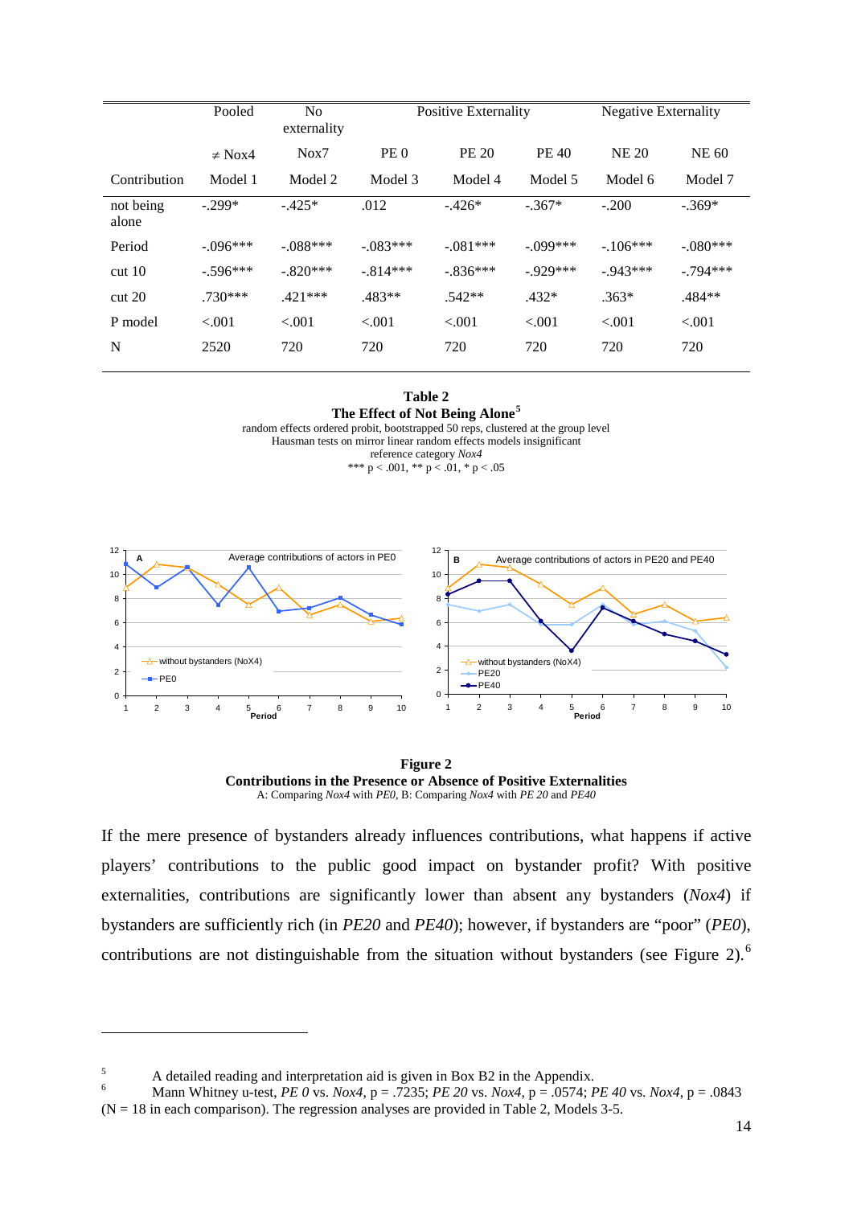| | Pooled | No externality | Positive Externality | | | Negative Externality | |
|---|---|---|---|---|---|---|---|
| | ≠ Nox4 | Nox7 | PE 0 | PE 20 | PE 40 | NE 20 | NE 60 |
| Contribution | Model 1 | Model 2 | Model 3 | Model 4 | Model 5 | Model 6 | Model 7 |
| not being alone | -.299* | -.425* | .012 | -.426* | -.367* | -.200 | -.369* |
| Period | -.096*** | -.088*** | -.083*** | -.081*** | -.099*** | -.106*** | -.080*** |
| cut 10 | -.596*** | -.820*** | -.814*** | -.836*** | -.929*** | -.943*** | -.794*** |
| cut 20 | .730*** | .421*** | .483** | .542** | .432* | .363* | .484** |
| P model | <.001 | <.001 | <.001 | <.001 | <.001 | <.001 | <.001 |
| N | 2520 | 720 | 720 | 720 | 720 | 720 | 720 |

**Table 2**
**The Effect of Not Being Alone**[5]
random effects ordered probit, bootstrapped 50 reps, clustered at the group level
Hausman tests on mirror linear random effects models insignificant
reference category *Nox4*
*** p < .001, ** p < .01, * p < .05

**Figure 2**
**Contributions in the Presence or Absence of Positive Externalities**
A: Comparing *Nox4* with *PE0*, B: Comparing *Nox4* with *PE 20* and *PE40*

If the mere presence of bystanders already influences contributions, what happens if active players' contributions to the public good impact on bystander profit? With positive externalities, contributions are significantly lower than absent any bystanders (*Nox4*) if bystanders are sufficiently rich (in *PE20* and *PE40*); however, if bystanders are "poor" (*PE0*), contributions are not distinguishable from the situation without bystanders (see Figure 2).[6]

---

[5] A detailed reading and interpretation aid is given in Box B2 in the Appendix.

[6] Mann Whitney u-test, *PE 0* vs. *Nox4*, p = .7235; *PE 20* vs. *Nox4*, p = .0574; *PE 40* vs. *Nox4*, p = .0843 (N = 18 in each comparison). The regression analyses are provided in Table 2, Models 3-5.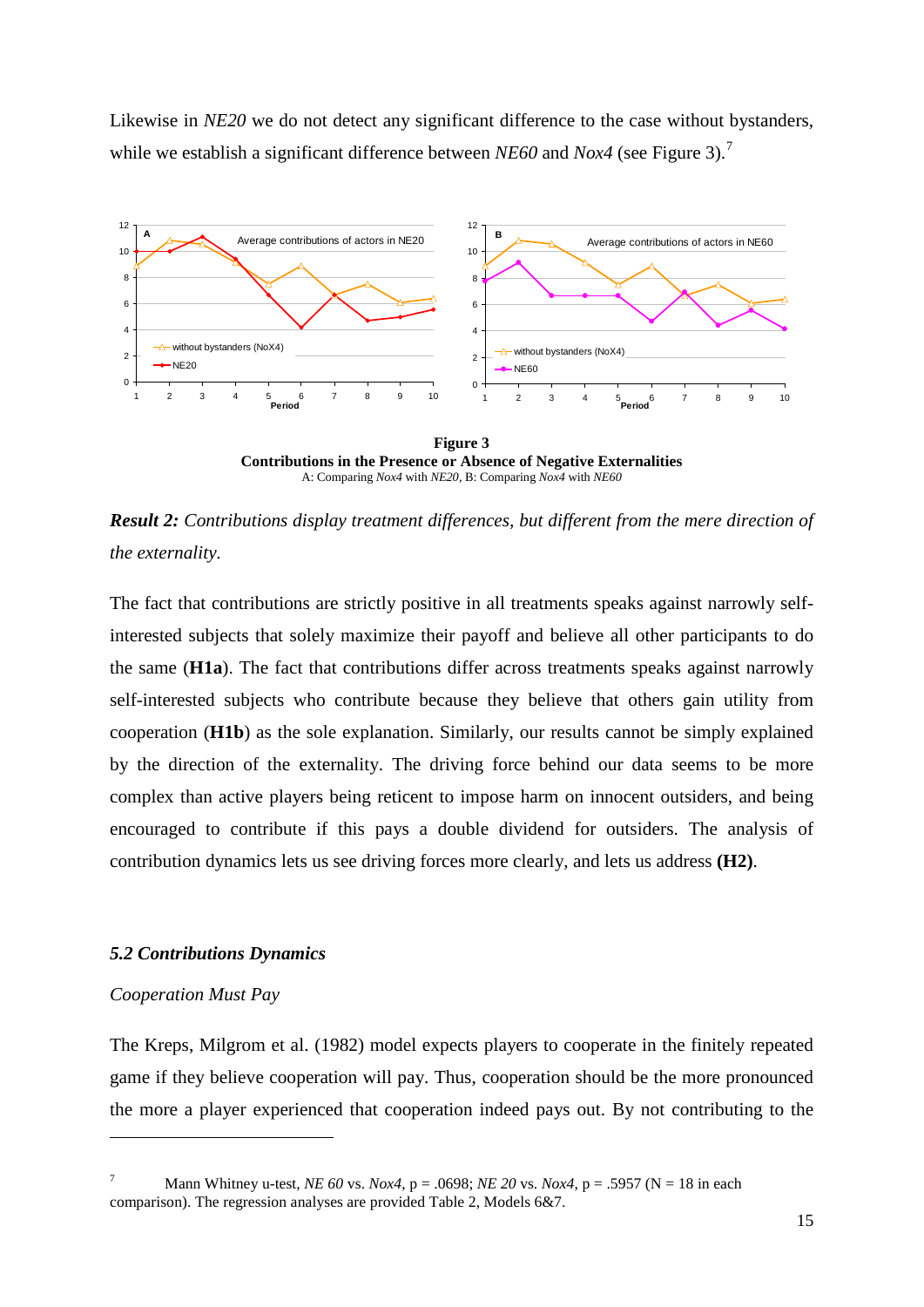Likewise in *NE20* we do not detect any significant difference to the case without bystanders, while we establish a significant difference between *NE60* and *Nox4* (see Figure 3).[7]

**Figure 3**
**Contributions in the Presence or Absence of Negative Externalities**
A: Comparing *Nox4* with *NE20*, B: Comparing *Nox4* with *NE60*

***Result 2:*** *Contributions display treatment differences, but different from the mere direction of the externality.*

The fact that contributions are strictly positive in all treatments speaks against narrowly self-interested subjects that solely maximize their payoff and believe all other participants to do the same (**H1a**). The fact that contributions differ across treatments speaks against narrowly self-interested subjects who contribute because they believe that others gain utility from cooperation (**H1b**) as the sole explanation. Similarly, our results cannot be simply explained by the direction of the externality. The driving force behind our data seems to be more complex than active players being reticent to impose harm on innocent outsiders, and being encouraged to contribute if this pays a double dividend for outsiders. The analysis of contribution dynamics lets us see driving forces more clearly, and lets us address **(H2)**.

### *5.2 Contributions Dynamics*

*Cooperation Must Pay*

The Kreps, Milgrom et al. (1982) model expects players to cooperate in the finitely repeated game if they believe cooperation will pay. Thus, cooperation should be the more pronounced the more a player experienced that cooperation indeed pays out. By not contributing to the

---

[7] Mann Whitney u-test, *NE 60* vs. *Nox4*, p = .0698; *NE 20* vs. *Nox4*, p = .5957 (N = 18 in each comparison). The regression analyses are provided Table 2, Models 6&7.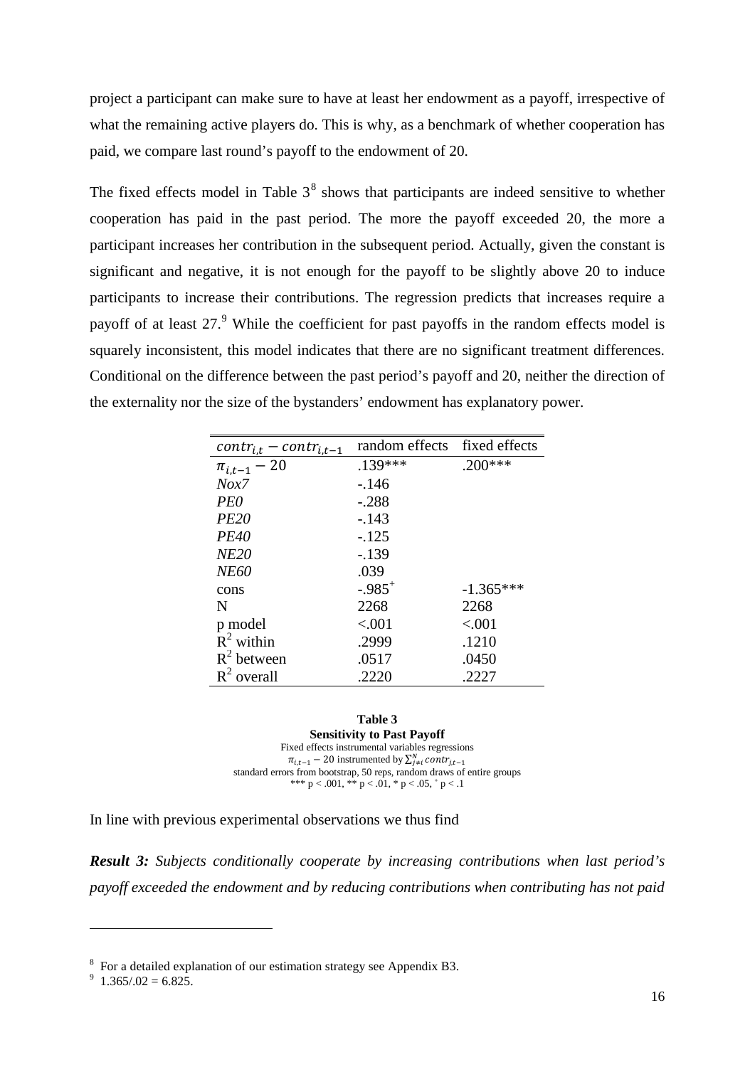project a participant can make sure to have at least her endowment as a payoff, irrespective of what the remaining active players do. This is why, as a benchmark of whether cooperation has paid, we compare last round's payoff to the endowment of 20.

The fixed effects model in Table 3[8] shows that participants are indeed sensitive to whether cooperation has paid in the past period. The more the payoff exceeded 20, the more a participant increases her contribution in the subsequent period. Actually, given the constant is significant and negative, it is not enough for the payoff to be slightly above 20 to induce participants to increase their contributions. The regression predicts that increases require a payoff of at least 27.[9] While the coefficient for past payoffs in the random effects model is squarely inconsistent, this model indicates that there are no significant treatment differences. Conditional on the difference between the past period's payoff and 20, neither the direction of the externality nor the size of the bystanders' endowment has explanatory power.

| $contr_{i,t} - contr_{i,t-1}$ | random effects | fixed effects |
|---|---|---|
| $\pi_{i,t-1} - 20$ | .139*** | .200*** |
| *Nox7* | -.146 | |
| *PE0* | -.288 | |
| *PE20* | -.143 | |
| *PE40* | -.125 | |
| *NE20* | -.139 | |
| *NE60* | .039 | |
| cons | -.985$^{+}$ | -1.365*** |
| N | 2268 | 2268 |
| p model | <.001 | <.001 |
| $R^2$ within | .2999 | .1210 |
| $R^2$ between | .0517 | .0450 |
| $R^2$ overall | .2220 | .2227 |

**Table 3**
**Sensitivity to Past Payoff**
Fixed effects instrumental variables regressions
$\pi_{i,t-1} - 20$ instrumented by $\sum_{j \neq i}^{N} contr_{j,t-1}$
standard errors from bootstrap, 50 reps, random draws of entire groups
*** p < .001, ** p < .01, * p < .05, $^{+}$ p < .1

In line with previous experimental observations we thus find

***Result 3:*** *Subjects conditionally cooperate by increasing contributions when last period's payoff exceeded the endowment and by reducing contributions when contributing has not paid*

---

[8] For a detailed explanation of our estimation strategy see Appendix B3.

[9] 1.365/.02 = 6.825.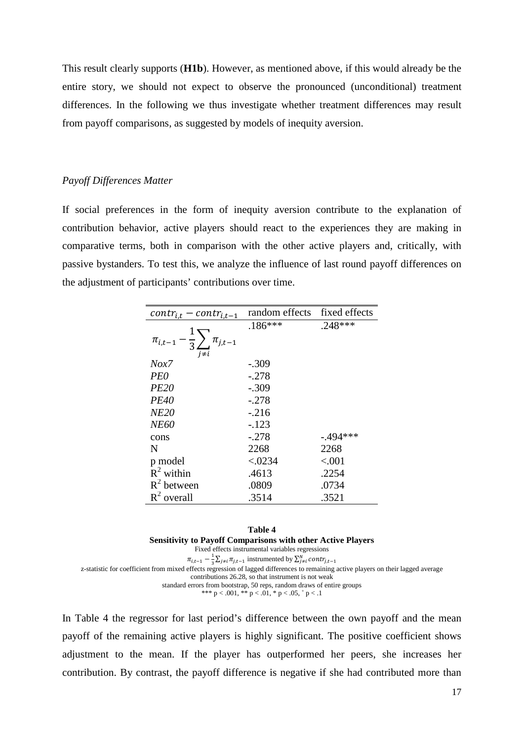This result clearly supports (**H1b**). However, as mentioned above, if this would already be the entire story, we should not expect to observe the pronounced (unconditional) treatment differences. In the following we thus investigate whether treatment differences may result from payoff comparisons, as suggested by models of inequity aversion.

*Payoff Differences Matter*

If social preferences in the form of inequity aversion contribute to the explanation of contribution behavior, active players should react to the experiences they are making in comparative terms, both in comparison with the other active players and, critically, with passive bystanders. To test this, we analyze the influence of last round payoff differences on the adjustment of participants' contributions over time.

| $contr_{i,t} - contr_{i,t-1}$ | random effects | fixed effects |
|---|---|---|
| $\pi_{i,t-1} - \frac{1}{3}\sum_{j \neq i} \pi_{j,t-1}$ | .186*** | .248*** |
| *Nox7* | -.309 | |
| *PE0* | -.278 | |
| *PE20* | -.309 | |
| *PE40* | -.278 | |
| *NE20* | -.216 | |
| *NE60* | -.123 | |
| cons | -.278 | -.494*** |
| N | 2268 | 2268 |
| p model | <.0234 | <.001 |
| $R^2$ within | .4613 | .2254 |
| $R^2$ between | .0809 | .0734 |
| $R^2$ overall | .3514 | .3521 |

**Table 4**
**Sensitivity to Payoff Comparisons with other Active Players**
Fixed effects instrumental variables regressions
$\pi_{i,t-1} - \frac{1}{3}\sum_{j \neq i} \pi_{j,t-1}$ instrumented by $\sum_{j \neq i}^{N} contr_{j,t-1}$
z-statistic for coefficient from mixed effects regression of lagged differences to remaining active players on their lagged average contributions 26.28, so that instrument is not weak
standard errors from bootstrap, 50 reps, random draws of entire groups
*** p < .001, ** p < .01, * p < .05, + p < .1

In Table 4 the regressor for last period's difference between the own payoff and the mean payoff of the remaining active players is highly significant. The positive coefficient shows adjustment to the mean. If the player has outperformed her peers, she increases her contribution. By contrast, the payoff difference is negative if she had contributed more than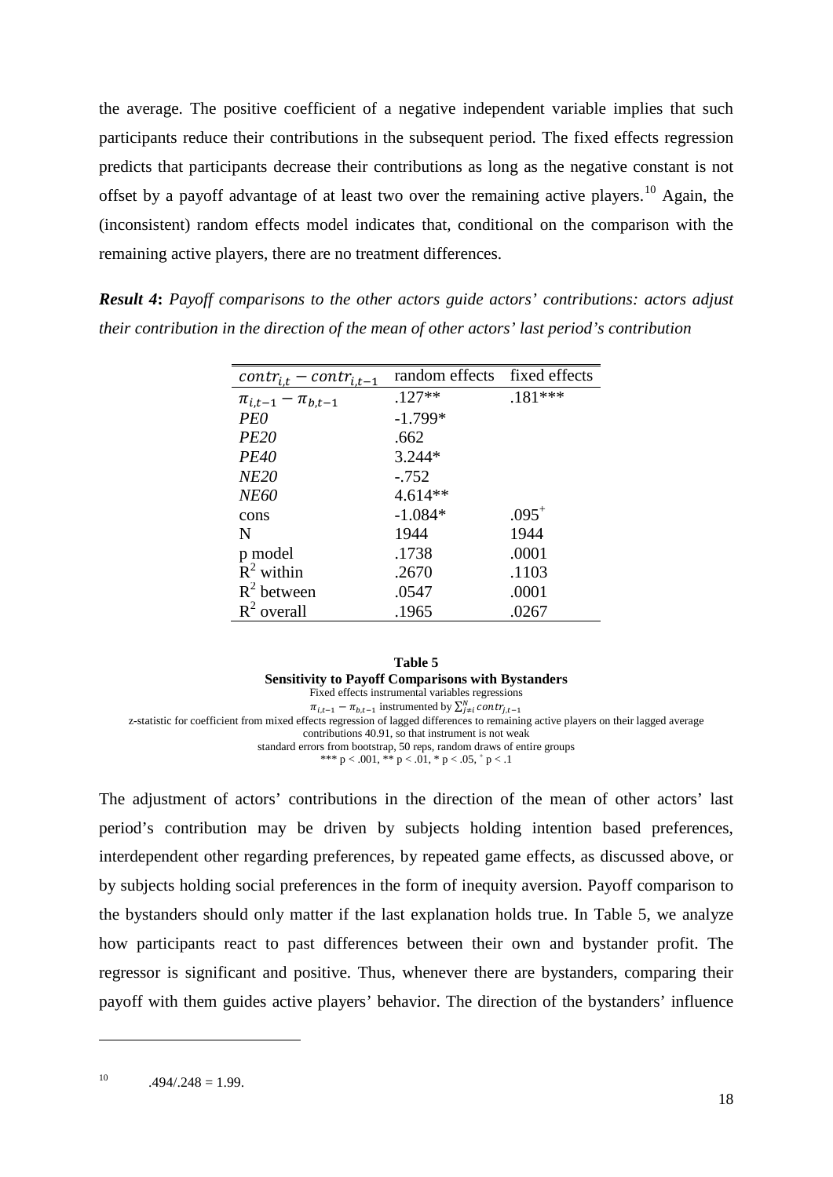the average. The positive coefficient of a negative independent variable implies that such participants reduce their contributions in the subsequent period. The fixed effects regression predicts that participants decrease their contributions as long as the negative constant is not offset by a payoff advantage of at least two over the remaining active players.[10] Again, the (inconsistent) random effects model indicates that, conditional on the comparison with the remaining active players, there are no treatment differences.

***Result 4*****:** *Payoff comparisons to the other actors guide actors' contributions: actors adjust their contribution in the direction of the mean of other actors' last period's contribution*

| $contr_{i,t} - contr_{i,t-1}$ | random effects | fixed effects |
|---|---|---|
| $\pi_{i,t-1} - \pi_{b,t-1}$ | .127** | .181*** |
| *PE0* | -1.799* | |
| *PE20* | .662 | |
| *PE40* | 3.244* | |
| *NE20* | -.752 | |
| *NE60* | 4.614** | |
| cons | -1.084* | $.095^{+}$ |
| N | 1944 | 1944 |
| p model | .1738 | .0001 |
| $R^2$ within | .2670 | .1103 |
| $R^2$ between | .0547 | .0001 |
| $R^2$ overall | .1965 | .0267 |

**Table 5**
**Sensitivity to Payoff Comparisons with Bystanders**
Fixed effects instrumental variables regressions
$\pi_{i,t-1} - \pi_{b,t-1}$ instrumented by $\sum_{j \neq i}^{N} contr_{j,t-1}$
z-statistic for coefficient from mixed effects regression of lagged differences to remaining active players on their lagged average contributions 40.91, so that instrument is not weak
standard errors from bootstrap, 50 reps, random draws of entire groups
*** p < .001, ** p < .01, * p < .05, $^{+}$ p < .1

The adjustment of actors' contributions in the direction of the mean of other actors' last period's contribution may be driven by subjects holding intention based preferences, interdependent other regarding preferences, by repeated game effects, as discussed above, or by subjects holding social preferences in the form of inequity aversion. Payoff comparison to the bystanders should only matter if the last explanation holds true. In Table 5, we analyze how participants react to past differences between their own and bystander profit. The regressor is significant and positive. Thus, whenever there are bystanders, comparing their payoff with them guides active players' behavior. The direction of the bystanders' influence

[10] .494/.248 = 1.99.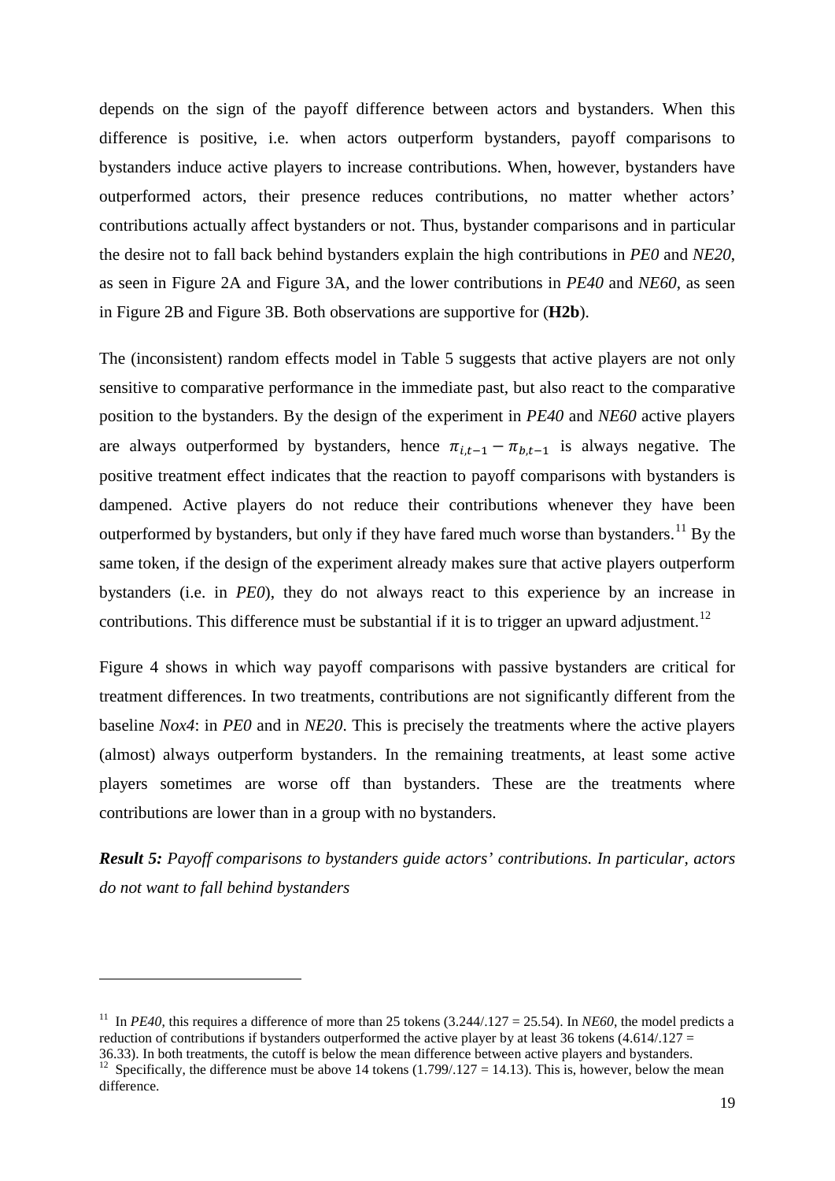depends on the sign of the payoff difference between actors and bystanders. When this difference is positive, i.e. when actors outperform bystanders, payoff comparisons to bystanders induce active players to increase contributions. When, however, bystanders have outperformed actors, their presence reduces contributions, no matter whether actors' contributions actually affect bystanders or not. Thus, bystander comparisons and in particular the desire not to fall back behind bystanders explain the high contributions in *PE0* and *NE20*, as seen in Figure 2A and Figure 3A, and the lower contributions in *PE40* and *NE60*, as seen in Figure 2B and Figure 3B. Both observations are supportive for (**H2b**).

The (inconsistent) random effects model in Table 5 suggests that active players are not only sensitive to comparative performance in the immediate past, but also react to the comparative position to the bystanders. By the design of the experiment in *PE40* and *NE60* active players are always outperformed by bystanders, hence $\pi_{i,t-1} - \pi_{b,t-1}$ is always negative. The positive treatment effect indicates that the reaction to payoff comparisons with bystanders is dampened. Active players do not reduce their contributions whenever they have been outperformed by bystanders, but only if they have fared much worse than bystanders.[11] By the same token, if the design of the experiment already makes sure that active players outperform bystanders (i.e. in *PE0*), they do not always react to this experience by an increase in contributions. This difference must be substantial if it is to trigger an upward adjustment.[12]

Figure 4 shows in which way payoff comparisons with passive bystanders are critical for treatment differences. In two treatments, contributions are not significantly different from the baseline *Nox4*: in *PE0* and in *NE20*. This is precisely the treatments where the active players (almost) always outperform bystanders. In the remaining treatments, at least some active players sometimes are worse off than bystanders. These are the treatments where contributions are lower than in a group with no bystanders.

***Result 5:*** *Payoff comparisons to bystanders guide actors' contributions. In particular, actors do not want to fall behind bystanders*

---

[11] In *PE40*, this requires a difference of more than 25 tokens (3.244/.127 = 25.54). In *NE60*, the model predicts a reduction of contributions if bystanders outperformed the active player by at least 36 tokens (4.614/.127 = 36.33). In both treatments, the cutoff is below the mean difference between active players and bystanders.

[12] Specifically, the difference must be above 14 tokens (1.799/.127 = 14.13). This is, however, below the mean difference.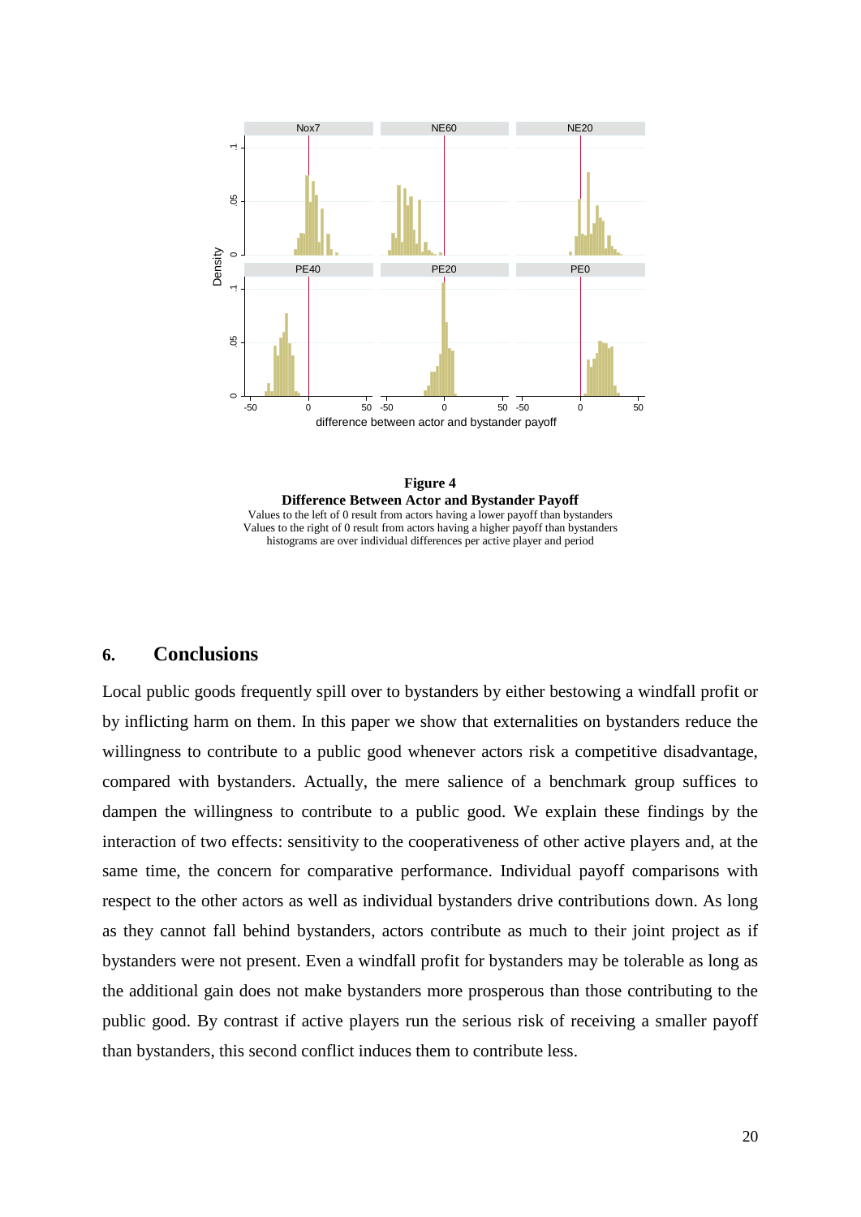**Figure 4**
**Difference Between Actor and Bystander Payoff**
Values to the left of 0 result from actors having a lower payoff than bystanders
Values to the right of 0 result from actors having a higher payoff than bystanders
histograms are over individual differences per active player and period

## 6. Conclusions

Local public goods frequently spill over to bystanders by either bestowing a windfall profit or by inflicting harm on them. In this paper we show that externalities on bystanders reduce the willingness to contribute to a public good whenever actors risk a competitive disadvantage, compared with bystanders. Actually, the mere salience of a benchmark group suffices to dampen the willingness to contribute to a public good. We explain these findings by the interaction of two effects: sensitivity to the cooperativeness of other active players and, at the same time, the concern for comparative performance. Individual payoff comparisons with respect to the other actors as well as individual bystanders drive contributions down. As long as they cannot fall behind bystanders, actors contribute as much to their joint project as if bystanders were not present. Even a windfall profit for bystanders may be tolerable as long as the additional gain does not make bystanders more prosperous than those contributing to the public good. By contrast if active players run the serious risk of receiving a smaller payoff than bystanders, this second conflict induces them to contribute less.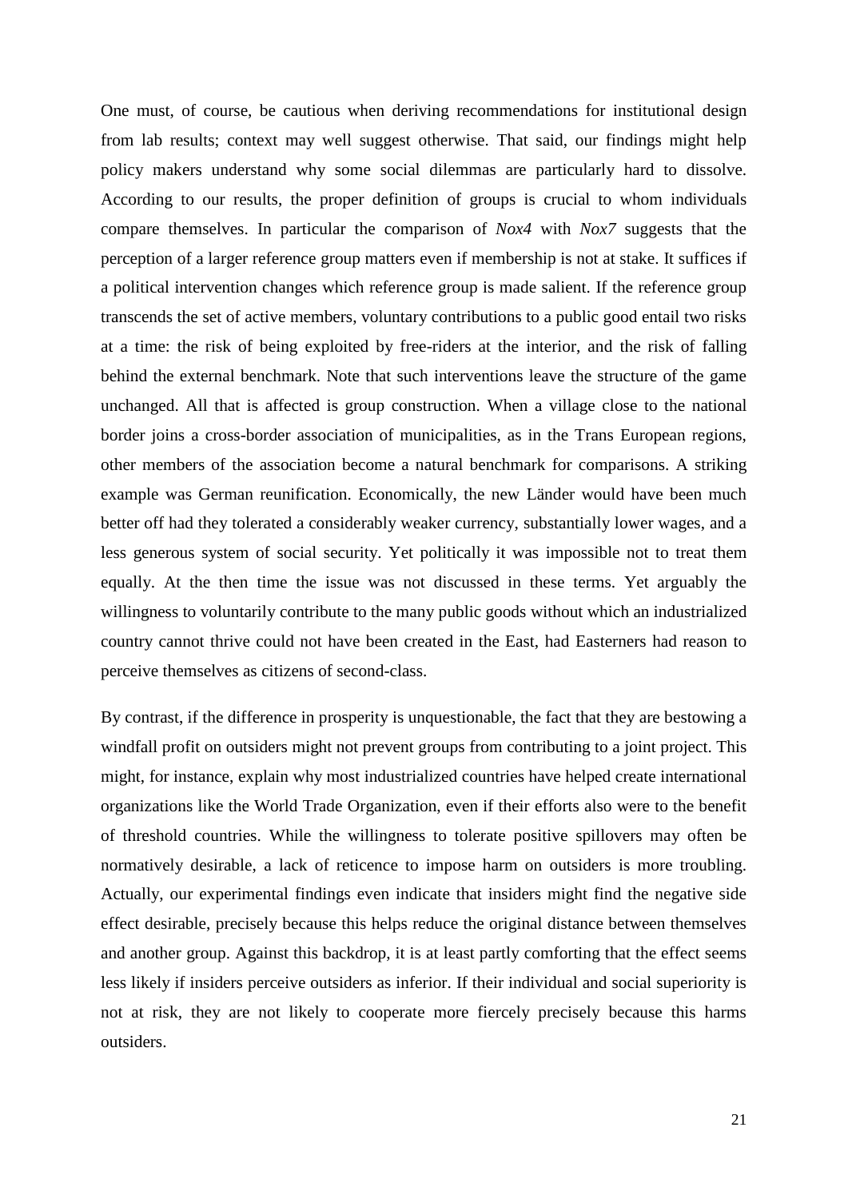One must, of course, be cautious when deriving recommendations for institutional design from lab results; context may well suggest otherwise. That said, our findings might help policy makers understand why some social dilemmas are particularly hard to dissolve. According to our results, the proper definition of groups is crucial to whom individuals compare themselves. In particular the comparison of *Nox4* with *Nox7* suggests that the perception of a larger reference group matters even if membership is not at stake. It suffices if a political intervention changes which reference group is made salient. If the reference group transcends the set of active members, voluntary contributions to a public good entail two risks at a time: the risk of being exploited by free-riders at the interior, and the risk of falling behind the external benchmark. Note that such interventions leave the structure of the game unchanged. All that is affected is group construction. When a village close to the national border joins a cross-border association of municipalities, as in the Trans European regions, other members of the association become a natural benchmark for comparisons. A striking example was German reunification. Economically, the new Länder would have been much better off had they tolerated a considerably weaker currency, substantially lower wages, and a less generous system of social security. Yet politically it was impossible not to treat them equally. At the then time the issue was not discussed in these terms. Yet arguably the willingness to voluntarily contribute to the many public goods without which an industrialized country cannot thrive could not have been created in the East, had Easterners had reason to perceive themselves as citizens of second-class.

By contrast, if the difference in prosperity is unquestionable, the fact that they are bestowing a windfall profit on outsiders might not prevent groups from contributing to a joint project. This might, for instance, explain why most industrialized countries have helped create international organizations like the World Trade Organization, even if their efforts also were to the benefit of threshold countries. While the willingness to tolerate positive spillovers may often be normatively desirable, a lack of reticence to impose harm on outsiders is more troubling. Actually, our experimental findings even indicate that insiders might find the negative side effect desirable, precisely because this helps reduce the original distance between themselves and another group. Against this backdrop, it is at least partly comforting that the effect seems less likely if insiders perceive outsiders as inferior. If their individual and social superiority is not at risk, they are not likely to cooperate more fiercely precisely because this harms outsiders.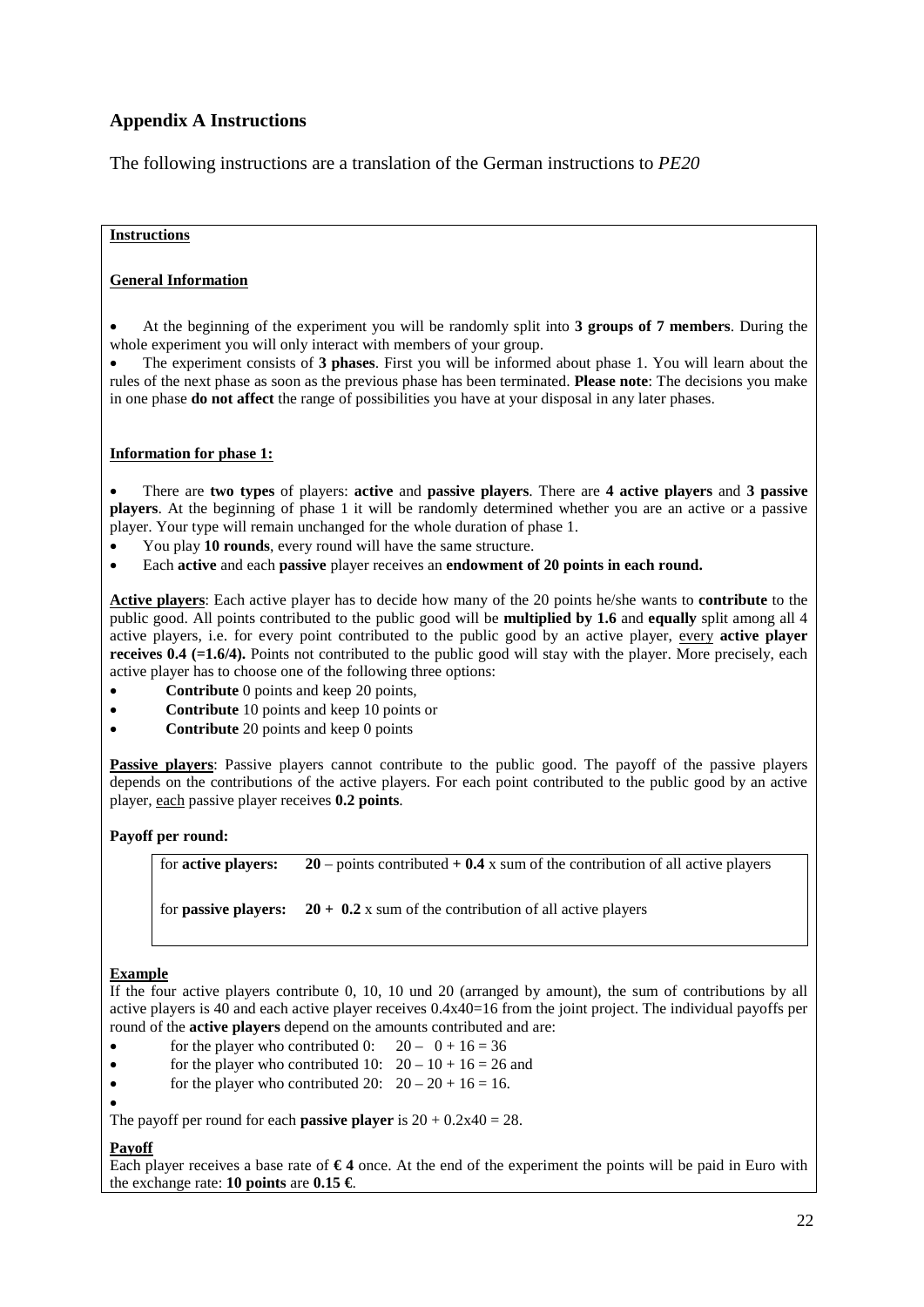## Appendix A Instructions

The following instructions are a translation of the German instructions to *PE20*

**Instructions**

**General Information**

- At the beginning of the experiment you will be randomly split into **3 groups of 7 members**. During the whole experiment you will only interact with members of your group.
- The experiment consists of **3 phases**. First you will be informed about phase 1. You will learn about the rules of the next phase as soon as the previous phase has been terminated. **Please note**: The decisions you make in one phase **do not affect** the range of possibilities you have at your disposal in any later phases.

**Information for phase 1:**

- There are **two types** of players: **active** and **passive players**. There are **4 active players** and **3 passive players**. At the beginning of phase 1 it will be randomly determined whether you are an active or a passive player. Your type will remain unchanged for the whole duration of phase 1.
- You play **10 rounds**, every round will have the same structure.
- Each **active** and each **passive** player receives an **endowment of 20 points in each round.**

**Active players**: Each active player has to decide how many of the 20 points he/she wants to **contribute** to the public good. All points contributed to the public good will be **multiplied by 1.6** and **equally** split among all 4 active players, i.e. for every point contributed to the public good by an active player, every **active player receives 0.4 (=1.6/4).** Points not contributed to the public good will stay with the player. More precisely, each active player has to choose one of the following three options:

- **Contribute** 0 points and keep 20 points,
- **Contribute** 10 points and keep 10 points or
- **Contribute** 20 points and keep 0 points

**Passive players**: Passive players cannot contribute to the public good. The payoff of the passive players depends on the contributions of the active players. For each point contributed to the public good by an active player, each passive player receives **0.2 points**.

**Payoff per round:**

| | |
|---|---|
| for **active players:** | **20** – points contributed **+ 0.4** x sum of the contribution of all active players |
| for **passive players:** | **20 + 0.2** x sum of the contribution of all active players |

**Example**

If the four active players contribute 0, 10, 10 und 20 (arranged by amount), the sum of contributions by all active players is 40 and each active player receives 0.4x40=16 from the joint project. The individual payoffs per round of the **active players** depend on the amounts contributed and are:

- for the player who contributed 0: $20 - 0 + 16 = 36$
- for the player who contributed 10: $20 - 10 + 16 = 26$ and
- for the player who contributed 20: $20 - 20 + 16 = 16$.

The payoff per round for each **passive player** is $20 + 0.2 \text{x} 40 = 28$.

**Payoff**

Each player receives a base rate of **€ 4** once. At the end of the experiment the points will be paid in Euro with the exchange rate: **10 points** are **0.15 €**.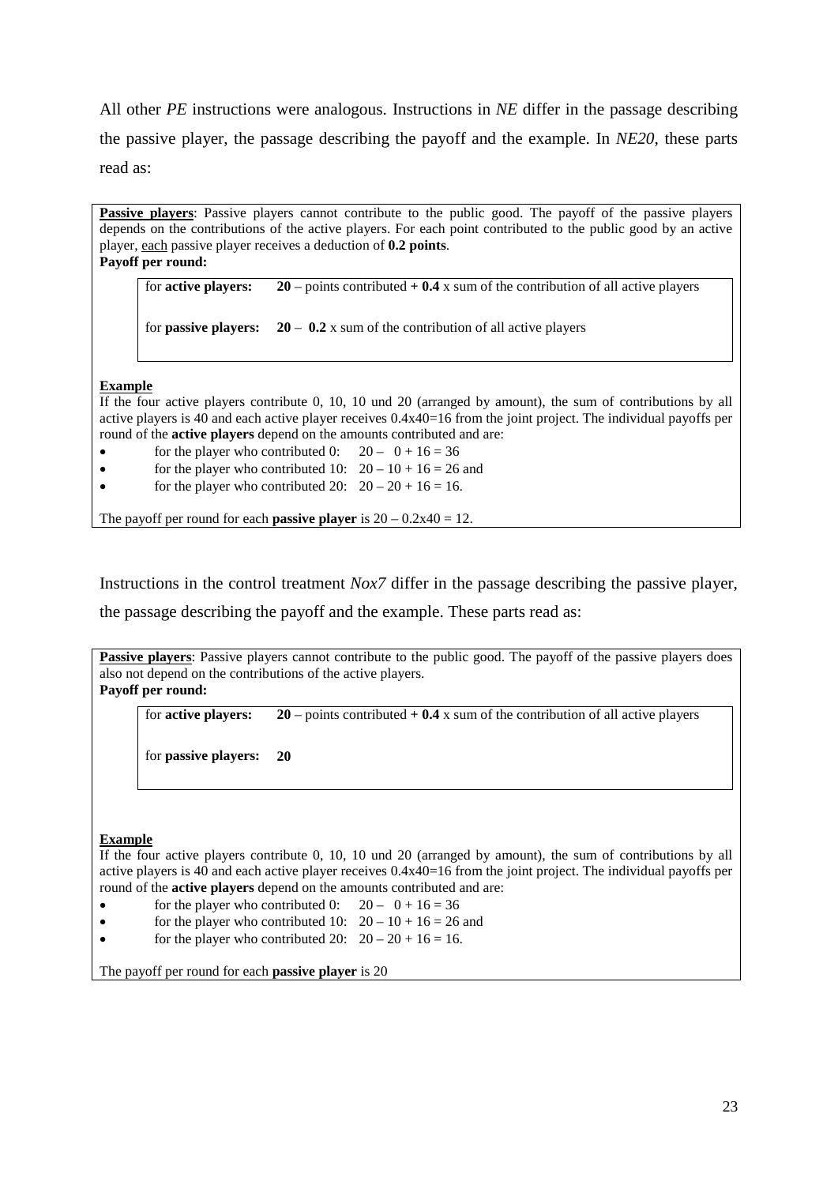All other *PE* instructions were analogous. Instructions in *NE* differ in the passage describing the passive player, the passage describing the payoff and the example. In *NE20*, these parts read as:

> **Passive players**: Passive players cannot contribute to the public good. The payoff of the passive players depends on the contributions of the active players. For each point contributed to the public good by an active player, each passive player receives a deduction of **0.2 points**.
>
> **Payoff per round:**
>
> for **active players:** **20** – points contributed **+ 0.4** x sum of the contribution of all active players
>
> for **passive players:** **20** – **0.2** x sum of the contribution of all active players
>
> **Example**
>
> If the four active players contribute 0, 10, 10 und 20 (arranged by amount), the sum of contributions by all active players is 40 and each active player receives 0.4x40=16 from the joint project. The individual payoffs per round of the **active players** depend on the amounts contributed and are:
>
> - for the player who contributed 0: 20 – 0 + 16 = 36
> - for the player who contributed 10: 20 – 10 + 16 = 26 and
> - for the player who contributed 20: 20 – 20 + 16 = 16.
>
> The payoff per round for each **passive player** is 20 – 0.2x40 = 12.

Instructions in the control treatment *Nox7* differ in the passage describing the passive player, the passage describing the payoff and the example. These parts read as:

> **Passive players**: Passive players cannot contribute to the public good. The payoff of the passive players does also not depend on the contributions of the active players.
>
> **Payoff per round:**
>
> for **active players:** **20** – points contributed **+ 0.4** x sum of the contribution of all active players
>
> for **passive players:** **20**
>
> **Example**
>
> If the four active players contribute 0, 10, 10 und 20 (arranged by amount), the sum of contributions by all active players is 40 and each active player receives 0.4x40=16 from the joint project. The individual payoffs per round of the **active players** depend on the amounts contributed and are:
>
> - for the player who contributed 0: 20 – 0 + 16 = 36
> - for the player who contributed 10: 20 – 10 + 16 = 26 and
> - for the player who contributed 20: 20 – 20 + 16 = 16.
>
> The payoff per round for each **passive player** is 20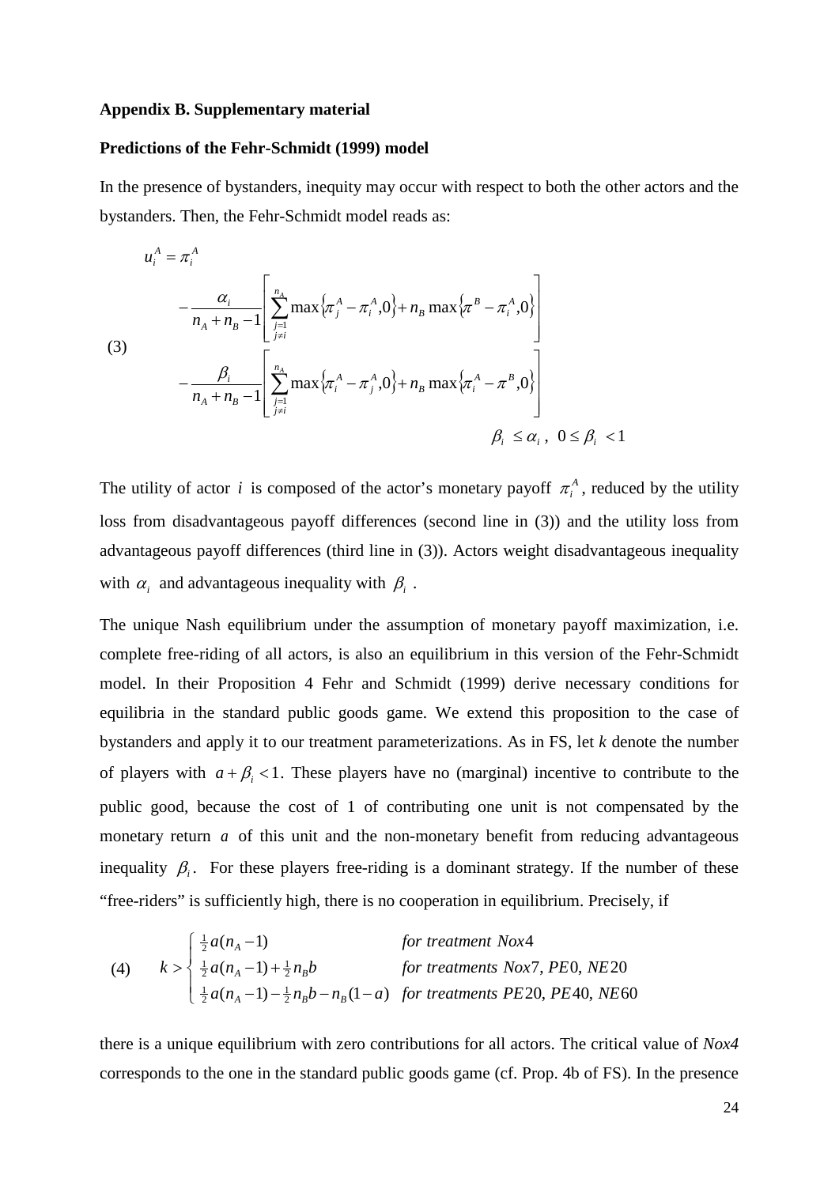**Appendix B. Supplementary material**

**Predictions of the Fehr-Schmidt (1999) model**

In the presence of bystanders, inequity may occur with respect to both the other actors and the bystanders. Then, the Fehr-Schmidt model reads as:

$$
\begin{aligned}
u_i^A = \pi_i^A & \\
& - \frac{\alpha_i}{n_A + n_B - 1} \left[ \sum_{\substack{j=1 \\ j \neq i}}^{n_A} \max\left\{\pi_j^A - \pi_i^A, 0\right\} + n_B \max\left\{\pi^B - \pi_i^A, 0\right\} \right] \\
& - \frac{\beta_i}{n_A + n_B - 1} \left[ \sum_{\substack{j=1 \\ j \neq i}}^{n_A} \max\left\{\pi_i^A - \pi_j^A, 0\right\} + n_B \max\left\{\pi_i^A - \pi^B, 0\right\} \right] \\
& \qquad\qquad\qquad\qquad\qquad\qquad\qquad \beta_i \leq \alpha_i, \; 0 \leq \beta_i < 1
\end{aligned} \tag{3}
$$

The utility of actor $i$ is composed of the actor's monetary payoff $\pi_i^A$, reduced by the utility loss from disadvantageous payoff differences (second line in (3)) and the utility loss from advantageous payoff differences (third line in (3)). Actors weight disadvantageous inequality with $\alpha_i$ and advantageous inequality with $\beta_i$.

The unique Nash equilibrium under the assumption of monetary payoff maximization, i.e. complete free-riding of all actors, is also an equilibrium in this version of the Fehr-Schmidt model. In their Proposition 4 Fehr and Schmidt (1999) derive necessary conditions for equilibria in the standard public goods game. We extend this proposition to the case of bystanders and apply it to our treatment parameterizations. As in FS, let *k* denote the number of players with $a + \beta_i < 1$. These players have no (marginal) incentive to contribute to the public good, because the cost of 1 of contributing one unit is not compensated by the monetary return $a$ of this unit and the non-monetary benefit from reducing advantageous inequality $\beta_i$. For these players free-riding is a dominant strategy. If the number of these "free-riders" is sufficiently high, there is no cooperation in equilibrium. Precisely, if

$$
k > \begin{cases} \frac{1}{2}a(n_A - 1) & \textit{for treatment Nox4} \\ \frac{1}{2}a(n_A - 1) + \frac{1}{2}n_B b & \textit{for treatments Nox7, PE0, NE20} \\ \frac{1}{2}a(n_A - 1) - \frac{1}{2}n_B b - n_B(1-a) & \textit{for treatments PE20, PE40, NE60} \end{cases} \tag{4}
$$

there is a unique equilibrium with zero contributions for all actors. The critical value of *Nox4* corresponds to the one in the standard public goods game (cf. Prop. 4b of FS). In the presence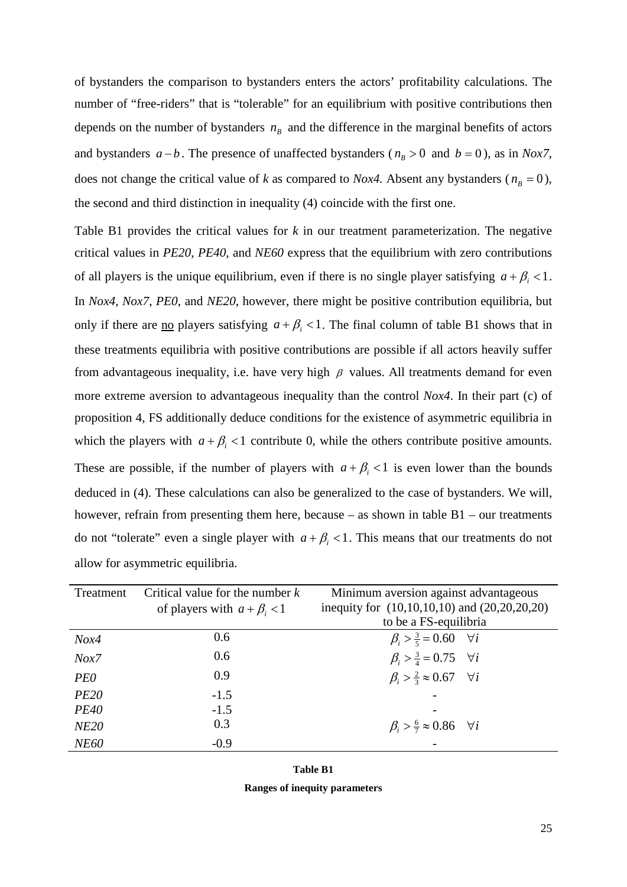of bystanders the comparison to bystanders enters the actors' profitability calculations. The number of "free-riders" that is "tolerable" for an equilibrium with positive contributions then depends on the number of bystanders $n_B$ and the difference in the marginal benefits of actors and bystanders $a-b$. The presence of unaffected bystanders ($n_B > 0$ and $b = 0$), as in *Nox7*, does not change the critical value of *k* as compared to *Nox4.* Absent any bystanders ($n_B = 0$), the second and third distinction in inequality (4) coincide with the first one.

Table B1 provides the critical values for *k* in our treatment parameterization. The negative critical values in *PE20*, *PE40*, and *NE60* express that the equilibrium with zero contributions of all players is the unique equilibrium, even if there is no single player satisfying $a + \beta_i < 1$. In *Nox4*, *Nox7*, *PE0*, and *NE20*, however, there might be positive contribution equilibria, but only if there are no players satisfying $a + \beta_i < 1$. The final column of table B1 shows that in these treatments equilibria with positive contributions are possible if all actors heavily suffer from advantageous inequality, i.e. have very high $\beta$ values. All treatments demand for even more extreme aversion to advantageous inequality than the control *Nox4*. In their part (c) of proposition 4, FS additionally deduce conditions for the existence of asymmetric equilibria in which the players with $a + \beta_i < 1$ contribute 0, while the others contribute positive amounts. These are possible, if the number of players with $a + \beta_i < 1$ is even lower than the bounds deduced in (4). These calculations can also be generalized to the case of bystanders. We will, however, refrain from presenting them here, because – as shown in table B1 – our treatments do not "tolerate" even a single player with $a + \beta_i < 1$. This means that our treatments do not allow for asymmetric equilibria.

| Treatment | Critical value for the number *k* of players with $a + \beta_i < 1$ | Minimum aversion against advantageous inequity for (10,10,10,10) and (20,20,20,20) to be a FS-equilibria |
|---|---|---|
| *Nox4* | 0.6 | $\beta_i > \frac{3}{5} = 0.60 \quad \forall i$ |
| *Nox7* | 0.6 | $\beta_i > \frac{3}{4} = 0.75 \quad \forall i$ |
| *PE0* | 0.9 | $\beta_i > \frac{2}{3} \approx 0.67 \quad \forall i$ |
| *PE20* | -1.5 | - |
| *PE40* | -1.5 | - |
| *NE20* | 0.3 | $\beta_i > \frac{6}{7} \approx 0.86 \quad \forall i$ |
| *NE60* | -0.9 | - |

**Table B1**

**Ranges of inequity parameters**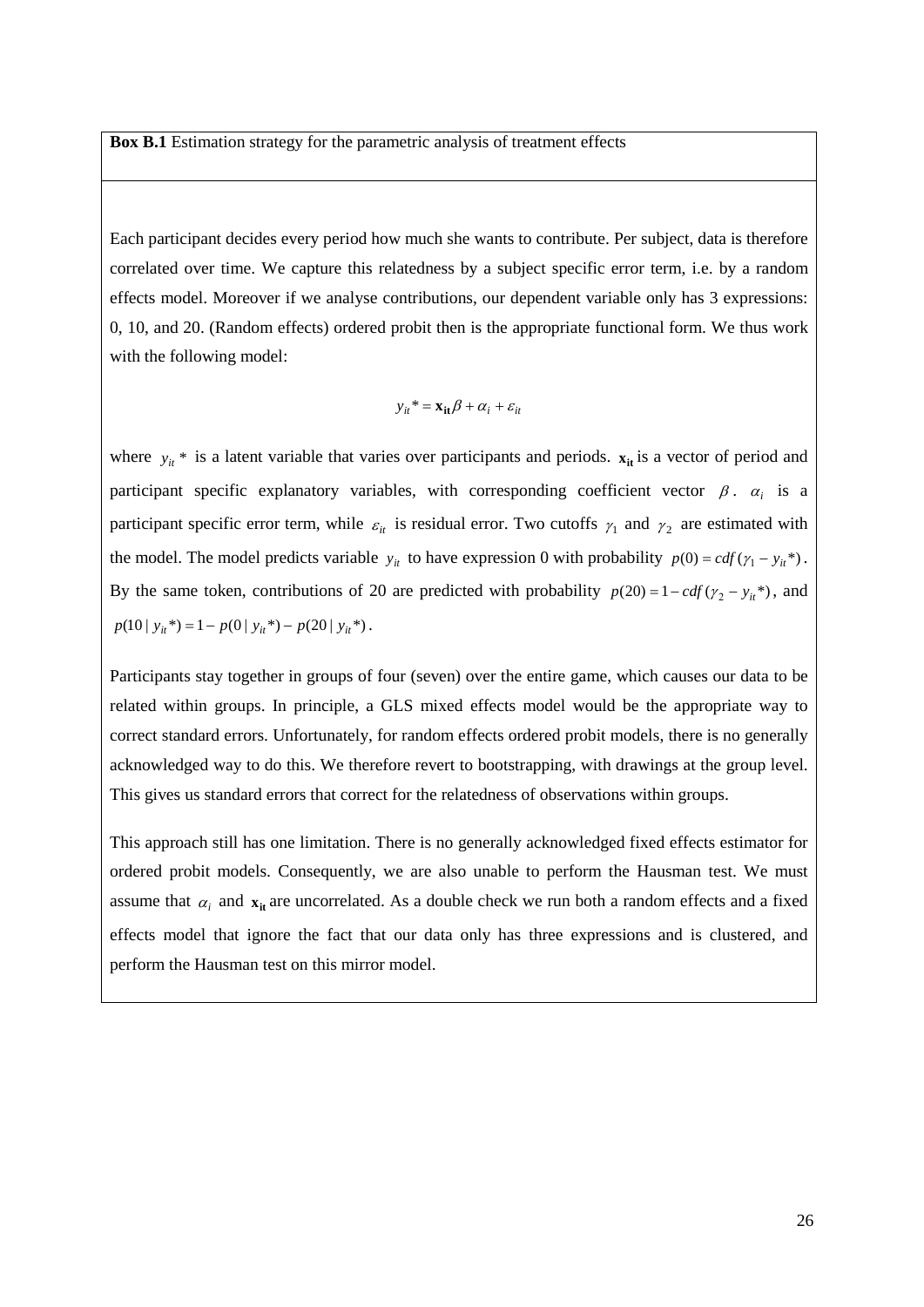**Box B.1** Estimation strategy for the parametric analysis of treatment effects

Each participant decides every period how much she wants to contribute. Per subject, data is therefore correlated over time. We capture this relatedness by a subject specific error term, i.e. by a random effects model. Moreover if we analyse contributions, our dependent variable only has 3 expressions: 0, 10, and 20. (Random effects) ordered probit then is the appropriate functional form. We thus work with the following model:

$$y_{it}^* = \mathbf{x_{it}}\beta + \alpha_i + \varepsilon_{it}$$

where $y_{it}^*$ is a latent variable that varies over participants and periods. $\mathbf{x_{it}}$ is a vector of period and participant specific explanatory variables, with corresponding coefficient vector $\beta$. $\alpha_i$ is a participant specific error term, while $\varepsilon_{it}$ is residual error. Two cutoffs $\gamma_1$ and $\gamma_2$ are estimated with the model. The model predicts variable $y_{it}$ to have expression 0 with probability $p(0) = cdf(\gamma_1 - y_{it}^*)$. By the same token, contributions of 20 are predicted with probability $p(20) = 1 - cdf(\gamma_2 - y_{it}^*)$, and $p(10 \mid y_{it}^*) = 1 - p(0 \mid y_{it}^*) - p(20 \mid y_{it}^*)$.

Participants stay together in groups of four (seven) over the entire game, which causes our data to be related within groups. In principle, a GLS mixed effects model would be the appropriate way to correct standard errors. Unfortunately, for random effects ordered probit models, there is no generally acknowledged way to do this. We therefore revert to bootstrapping, with drawings at the group level. This gives us standard errors that correct for the relatedness of observations within groups.

This approach still has one limitation. There is no generally acknowledged fixed effects estimator for ordered probit models. Consequently, we are also unable to perform the Hausman test. We must assume that $\alpha_i$ and $\mathbf{x_{it}}$ are uncorrelated. As a double check we run both a random effects and a fixed effects model that ignore the fact that our data only has three expressions and is clustered, and perform the Hausman test on this mirror model.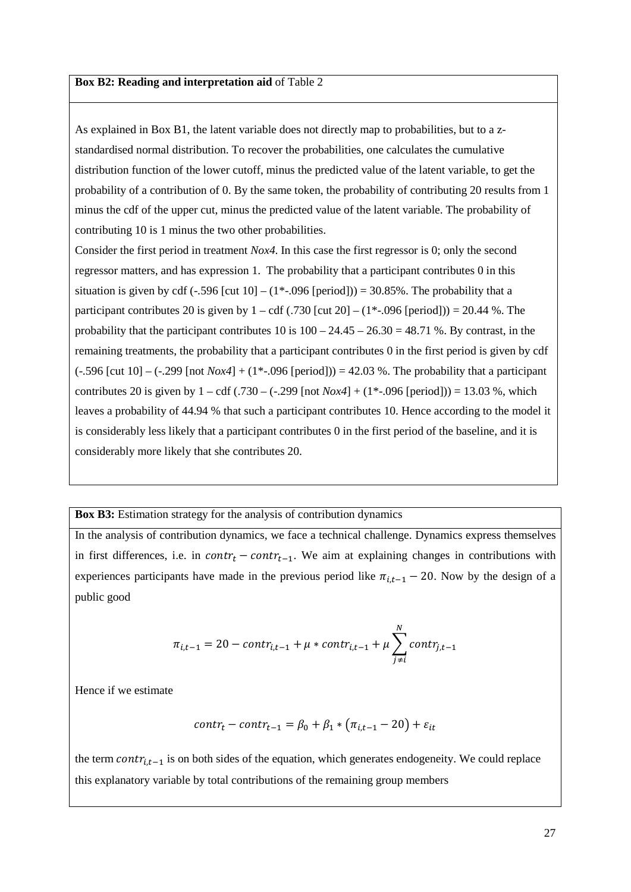**Box B2: Reading and interpretation aid** of Table 2

As explained in Box B1, the latent variable does not directly map to probabilities, but to a z-standardised normal distribution. To recover the probabilities, one calculates the cumulative distribution function of the lower cutoff, minus the predicted value of the latent variable, to get the probability of a contribution of 0. By the same token, the probability of contributing 20 results from 1 minus the cdf of the upper cut, minus the predicted value of the latent variable. The probability of contributing 10 is 1 minus the two other probabilities.

Consider the first period in treatment *Nox4*. In this case the first regressor is 0; only the second regressor matters, and has expression 1. The probability that a participant contributes 0 in this situation is given by cdf (-.596 [cut 10] – (1*-.096 [period])) = 30.85%. The probability that a participant contributes 20 is given by 1 – cdf (.730 [cut 20] – (1*-.096 [period])) = 20.44 %. The probability that the participant contributes 10 is 100 – 24.45 – 26.30 = 48.71 %. By contrast, in the remaining treatments, the probability that a participant contributes 0 in the first period is given by cdf (-.596 [cut 10] – (-.299 [not *Nox4*] + (1*-.096 [period])) = 42.03 %. The probability that a participant contributes 20 is given by 1 – cdf (.730 – (-.299 [not *Nox4*] + (1*-.096 [period])) = 13.03 %, which leaves a probability of 44.94 % that such a participant contributes 10. Hence according to the model it is considerably less likely that a participant contributes 0 in the first period of the baseline, and it is considerably more likely that she contributes 20.

**Box B3:** Estimation strategy for the analysis of contribution dynamics

In the analysis of contribution dynamics, we face a technical challenge. Dynamics express themselves in first differences, i.e. in $contr_t - contr_{t-1}$. We aim at explaining changes in contributions with experiences participants have made in the previous period like $\pi_{i,t-1} - 20$. Now by the design of a public good

$$\pi_{i,t-1} = 20 - contr_{i,t-1} + \mu * contr_{i,t-1} + \mu \sum_{j \neq i}^{N} contr_{j,t-1}$$

Hence if we estimate

$$contr_t - contr_{t-1} = \beta_0 + \beta_1 * (\pi_{i,t-1} - 20) + \varepsilon_{it}$$

the term $contr_{i,t-1}$ is on both sides of the equation, which generates endogeneity. We could replace this explanatory variable by total contributions of the remaining group members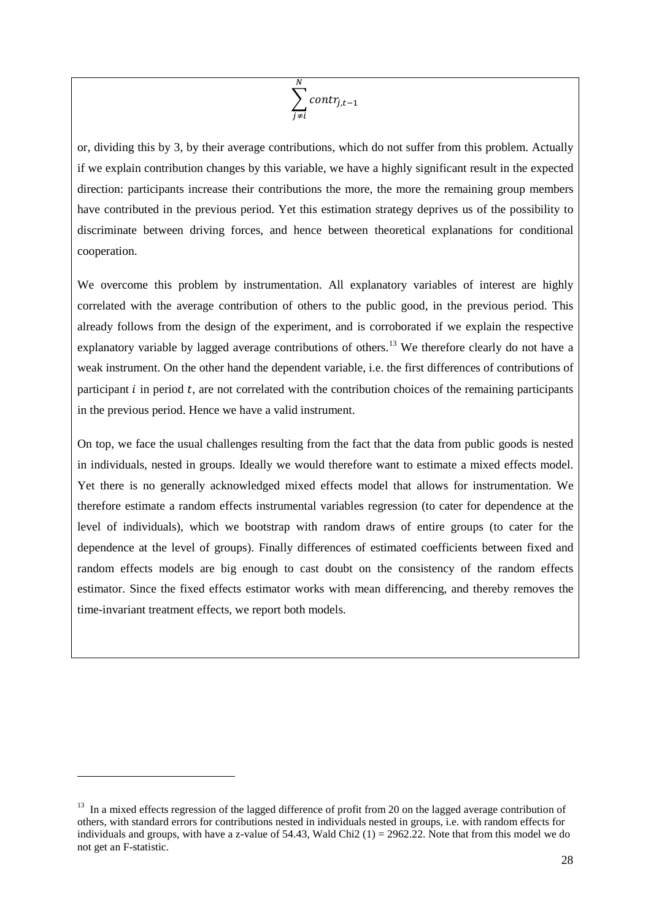$$\sum_{j \neq i}^{N} contr_{j,t-1}$$

or, dividing this by 3, by their average contributions, which do not suffer from this problem. Actually if we explain contribution changes by this variable, we have a highly significant result in the expected direction: participants increase their contributions the more, the more the remaining group members have contributed in the previous period. Yet this estimation strategy deprives us of the possibility to discriminate between driving forces, and hence between theoretical explanations for conditional cooperation.

We overcome this problem by instrumentation. All explanatory variables of interest are highly correlated with the average contribution of others to the public good, in the previous period. This already follows from the design of the experiment, and is corroborated if we explain the respective explanatory variable by lagged average contributions of others.[13] We therefore clearly do not have a weak instrument. On the other hand the dependent variable, i.e. the first differences of contributions of participant $i$ in period $t$, are not correlated with the contribution choices of the remaining participants in the previous period. Hence we have a valid instrument.

On top, we face the usual challenges resulting from the fact that the data from public goods is nested in individuals, nested in groups. Ideally we would therefore want to estimate a mixed effects model. Yet there is no generally acknowledged mixed effects model that allows for instrumentation. We therefore estimate a random effects instrumental variables regression (to cater for dependence at the level of individuals), which we bootstrap with random draws of entire groups (to cater for the dependence at the level of groups). Finally differences of estimated coefficients between fixed and random effects models are big enough to cast doubt on the consistency of the random effects estimator. Since the fixed effects estimator works with mean differencing, and thereby removes the time-invariant treatment effects, we report both models.

[13] In a mixed effects regression of the lagged difference of profit from 20 on the lagged average contribution of others, with standard errors for contributions nested in individuals nested in groups, i.e. with random effects for individuals and groups, with have a z-value of 54.43, Wald Chi2 (1) = 2962.22. Note that from this model we do not get an F-statistic.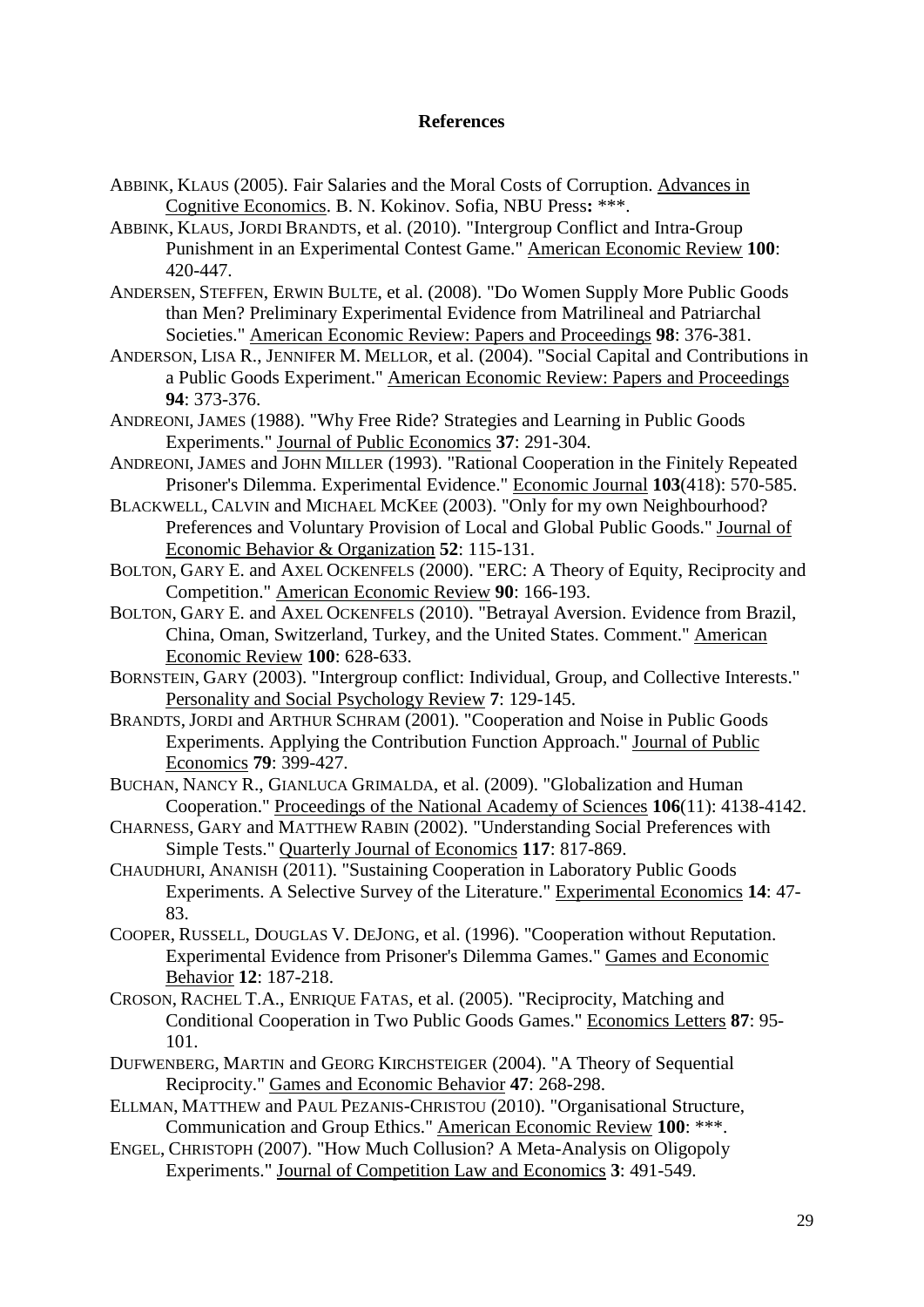## References

ABBINK, KLAUS (2005). Fair Salaries and the Moral Costs of Corruption. Advances in Cognitive Economics. B. N. Kokinov. Sofia, NBU Press**:** \*\*\*.

ABBINK, KLAUS, JORDI BRANDTS, et al. (2010). "Intergroup Conflict and Intra-Group Punishment in an Experimental Contest Game." American Economic Review **100**: 420-447.

ANDERSEN, STEFFEN, ERWIN BULTE, et al. (2008). "Do Women Supply More Public Goods than Men? Preliminary Experimental Evidence from Matrilineal and Patriarchal Societies." American Economic Review: Papers and Proceedings **98**: 376-381.

ANDERSON, LISA R., JENNIFER M. MELLOR, et al. (2004). "Social Capital and Contributions in a Public Goods Experiment." American Economic Review: Papers and Proceedings **94**: 373-376.

ANDREONI, JAMES (1988). "Why Free Ride? Strategies and Learning in Public Goods Experiments." Journal of Public Economics **37**: 291-304.

ANDREONI, JAMES and JOHN MILLER (1993). "Rational Cooperation in the Finitely Repeated Prisoner's Dilemma. Experimental Evidence." Economic Journal **103**(418): 570-585.

BLACKWELL, CALVIN and MICHAEL MCKEE (2003). "Only for my own Neighbourhood? Preferences and Voluntary Provision of Local and Global Public Goods." Journal of Economic Behavior & Organization **52**: 115-131.

BOLTON, GARY E. and AXEL OCKENFELS (2000). "ERC: A Theory of Equity, Reciprocity and Competition." American Economic Review **90**: 166-193.

BOLTON, GARY E. and AXEL OCKENFELS (2010). "Betrayal Aversion. Evidence from Brazil, China, Oman, Switzerland, Turkey, and the United States. Comment." American Economic Review **100**: 628-633.

BORNSTEIN, GARY (2003). "Intergroup conflict: Individual, Group, and Collective Interests." Personality and Social Psychology Review **7**: 129-145.

BRANDTS, JORDI and ARTHUR SCHRAM (2001). "Cooperation and Noise in Public Goods Experiments. Applying the Contribution Function Approach." Journal of Public Economics **79**: 399-427.

BUCHAN, NANCY R., GIANLUCA GRIMALDA, et al. (2009). "Globalization and Human Cooperation." Proceedings of the National Academy of Sciences **106**(11): 4138-4142.

CHARNESS, GARY and MATTHEW RABIN (2002). "Understanding Social Preferences with Simple Tests." Quarterly Journal of Economics **117**: 817-869.

CHAUDHURI, ANANISH (2011). "Sustaining Cooperation in Laboratory Public Goods Experiments. A Selective Survey of the Literature." Experimental Economics **14**: 47-83.

COOPER, RUSSELL, DOUGLAS V. DEJONG, et al. (1996). "Cooperation without Reputation. Experimental Evidence from Prisoner's Dilemma Games." Games and Economic Behavior **12**: 187-218.

CROSON, RACHEL T.A., ENRIQUE FATAS, et al. (2005). "Reciprocity, Matching and Conditional Cooperation in Two Public Goods Games." Economics Letters **87**: 95-101.

DUFWENBERG, MARTIN and GEORG KIRCHSTEIGER (2004). "A Theory of Sequential Reciprocity." Games and Economic Behavior **47**: 268-298.

ELLMAN, MATTHEW and PAUL PEZANIS-CHRISTOU (2010). "Organisational Structure, Communication and Group Ethics." American Economic Review **100**: \*\*\*.

ENGEL, CHRISTOPH (2007). "How Much Collusion? A Meta-Analysis on Oligopoly Experiments." Journal of Competition Law and Economics **3**: 491-549.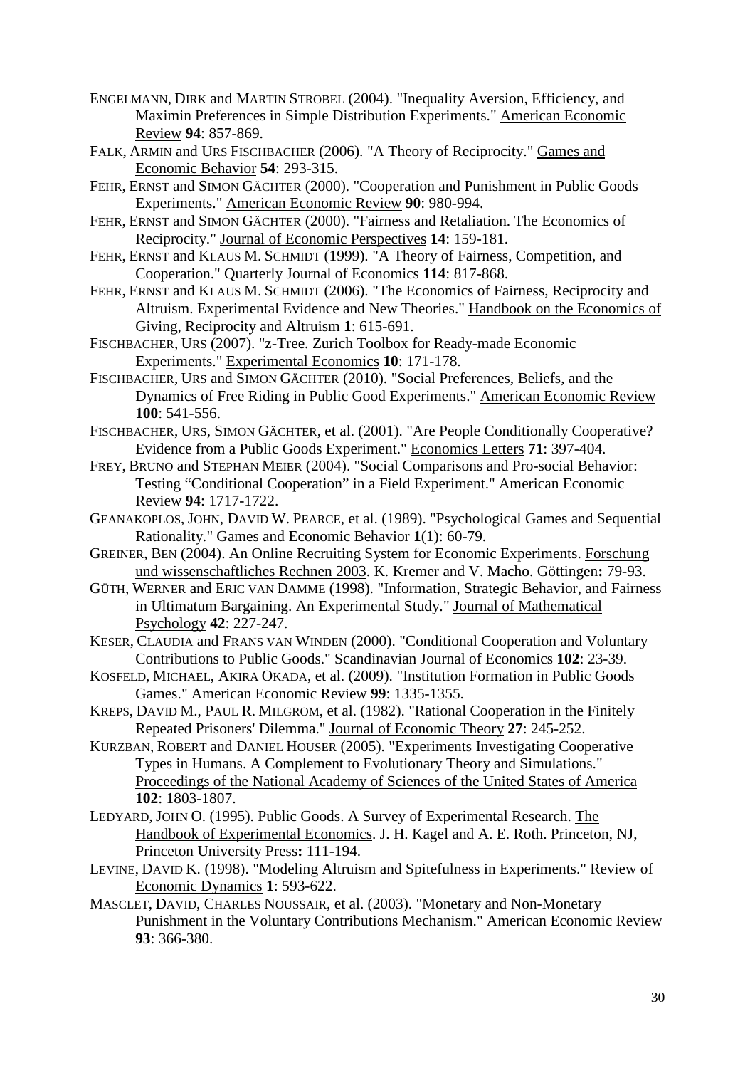ENGELMANN, DIRK and MARTIN STROBEL (2004). "Inequality Aversion, Efficiency, and Maximin Preferences in Simple Distribution Experiments." American Economic Review **94**: 857-869.

FALK, ARMIN and URS FISCHBACHER (2006). "A Theory of Reciprocity." Games and Economic Behavior **54**: 293-315.

FEHR, ERNST and SIMON GÄCHTER (2000). "Cooperation and Punishment in Public Goods Experiments." American Economic Review **90**: 980-994.

FEHR, ERNST and SIMON GÄCHTER (2000). "Fairness and Retaliation. The Economics of Reciprocity." Journal of Economic Perspectives **14**: 159-181.

FEHR, ERNST and KLAUS M. SCHMIDT (1999). "A Theory of Fairness, Competition, and Cooperation." Quarterly Journal of Economics **114**: 817-868.

FEHR, ERNST and KLAUS M. SCHMIDT (2006). "The Economics of Fairness, Reciprocity and Altruism. Experimental Evidence and New Theories." Handbook on the Economics of Giving, Reciprocity and Altruism **1**: 615-691.

FISCHBACHER, URS (2007). "z-Tree. Zurich Toolbox for Ready-made Economic Experiments." Experimental Economics **10**: 171-178.

FISCHBACHER, URS and SIMON GÄCHTER (2010). "Social Preferences, Beliefs, and the Dynamics of Free Riding in Public Good Experiments." American Economic Review **100**: 541-556.

FISCHBACHER, URS, SIMON GÄCHTER, et al. (2001). "Are People Conditionally Cooperative? Evidence from a Public Goods Experiment." Economics Letters **71**: 397-404.

FREY, BRUNO and STEPHAN MEIER (2004). "Social Comparisons and Pro-social Behavior: Testing "Conditional Cooperation" in a Field Experiment." American Economic Review **94**: 1717-1722.

GEANAKOPLOS, JOHN, DAVID W. PEARCE, et al. (1989). "Psychological Games and Sequential Rationality." Games and Economic Behavior **1**(1): 60-79.

GREINER, BEN (2004). An Online Recruiting System for Economic Experiments. Forschung und wissenschaftliches Rechnen 2003. K. Kremer and V. Macho. Göttingen**:** 79-93.

GÜTH, WERNER and ERIC VAN DAMME (1998). "Information, Strategic Behavior, and Fairness in Ultimatum Bargaining. An Experimental Study." Journal of Mathematical Psychology **42**: 227-247.

KESER, CLAUDIA and FRANS VAN WINDEN (2000). "Conditional Cooperation and Voluntary Contributions to Public Goods." Scandinavian Journal of Economics **102**: 23-39.

KOSFELD, MICHAEL, AKIRA OKADA, et al. (2009). "Institution Formation in Public Goods Games." American Economic Review **99**: 1335-1355.

KREPS, DAVID M., PAUL R. MILGROM, et al. (1982). "Rational Cooperation in the Finitely Repeated Prisoners' Dilemma." Journal of Economic Theory **27**: 245-252.

KURZBAN, ROBERT and DANIEL HOUSER (2005). "Experiments Investigating Cooperative Types in Humans. A Complement to Evolutionary Theory and Simulations." Proceedings of the National Academy of Sciences of the United States of America **102**: 1803-1807.

LEDYARD, JOHN O. (1995). Public Goods. A Survey of Experimental Research. The Handbook of Experimental Economics. J. H. Kagel and A. E. Roth. Princeton, NJ, Princeton University Press**:** 111-194.

LEVINE, DAVID K. (1998). "Modeling Altruism and Spitefulness in Experiments." Review of Economic Dynamics **1**: 593-622.

MASCLET, DAVID, CHARLES NOUSSAIR, et al. (2003). "Monetary and Non-Monetary Punishment in the Voluntary Contributions Mechanism." American Economic Review **93**: 366-380.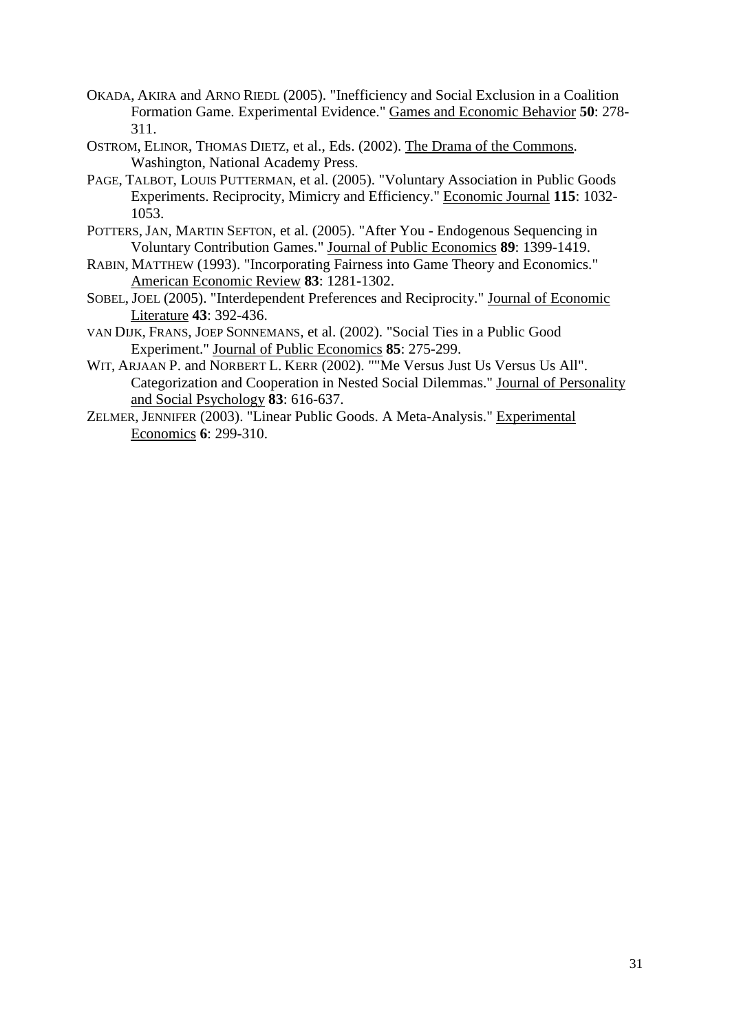OKADA, AKIRA and ARNO RIEDL (2005). "Inefficiency and Social Exclusion in a Coalition Formation Game. Experimental Evidence." Games and Economic Behavior **50**: 278-311.

OSTROM, ELINOR, THOMAS DIETZ, et al., Eds. (2002). The Drama of the Commons. Washington, National Academy Press.

PAGE, TALBOT, LOUIS PUTTERMAN, et al. (2005). "Voluntary Association in Public Goods Experiments. Reciprocity, Mimicry and Efficiency." Economic Journal **115**: 1032-1053.

POTTERS, JAN, MARTIN SEFTON, et al. (2005). "After You - Endogenous Sequencing in Voluntary Contribution Games." Journal of Public Economics **89**: 1399-1419.

RABIN, MATTHEW (1993). "Incorporating Fairness into Game Theory and Economics." American Economic Review **83**: 1281-1302.

SOBEL, JOEL (2005). "Interdependent Preferences and Reciprocity." Journal of Economic Literature **43**: 392-436.

VAN DIJK, FRANS, JOEP SONNEMANS, et al. (2002). "Social Ties in a Public Good Experiment." Journal of Public Economics **85**: 275-299.

WIT, ARJAAN P. and NORBERT L. KERR (2002). ""Me Versus Just Us Versus Us All". Categorization and Cooperation in Nested Social Dilemmas." Journal of Personality and Social Psychology **83**: 616-637.

ZELMER, JENNIFER (2003). "Linear Public Goods. A Meta-Analysis." Experimental Economics **6**: 299-310.